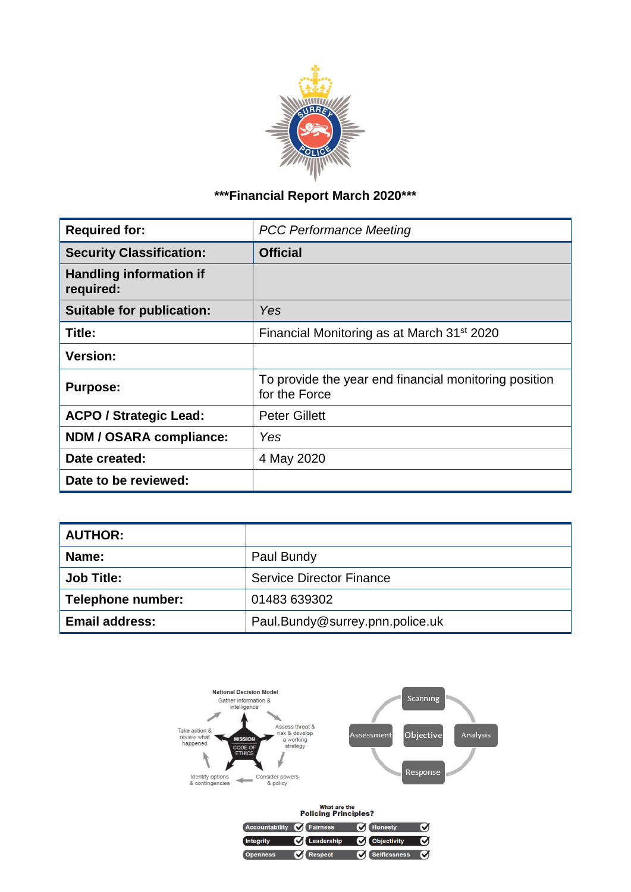**\*\*\*Financial Report March 2020\*\*\***

| **Required for:** | *PCC Performance Meeting* |
|---|---|
| **Security Classification:** | **Official** |
| **Handling information if required:** | |
| **Suitable for publication:** | *Yes* |
| **Title:** | Financial Monitoring as at March 31st 2020 |
| **Version:** | |
| **Purpose:** | To provide the year end financial monitoring position for the Force |
| **ACPO / Strategic Lead:** | Peter Gillett |
| **NDM / OSARA compliance:** | *Yes* |
| **Date created:** | 4 May 2020 |
| **Date to be reviewed:** | |

| **AUTHOR:** | |
|---|---|
| **Name:** | Paul Bundy |
| **Job Title:** | Service Director Finance |
| **Telephone number:** | 01483 639302 |
| **Email address:** | Paul.Bundy@surrey.pnn.police.uk |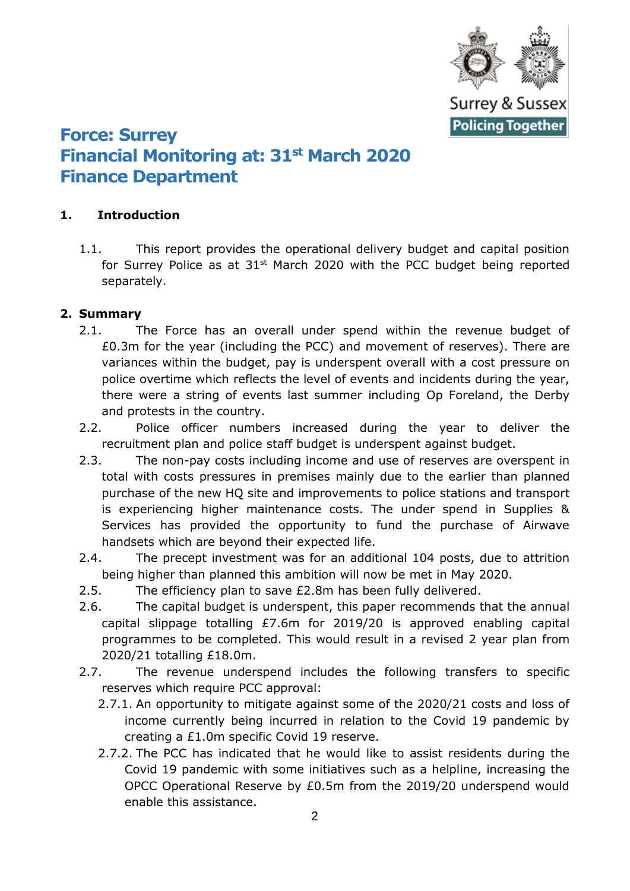# Force: Surrey
# Financial Monitoring at: 31st March 2020
# Finance Department

## 1. Introduction

1.1. This report provides the operational delivery budget and capital position for Surrey Police as at 31st March 2020 with the PCC budget being reported separately.

## 2. Summary

2.1. The Force has an overall under spend within the revenue budget of £0.3m for the year (including the PCC) and movement of reserves). There are variances within the budget, pay is underspent overall with a cost pressure on police overtime which reflects the level of events and incidents during the year, there were a string of events last summer including Op Foreland, the Derby and protests in the country.

2.2. Police officer numbers increased during the year to deliver the recruitment plan and police staff budget is underspent against budget.

2.3. The non-pay costs including income and use of reserves are overspent in total with costs pressures in premises mainly due to the earlier than planned purchase of the new HQ site and improvements to police stations and transport is experiencing higher maintenance costs. The under spend in Supplies & Services has provided the opportunity to fund the purchase of Airwave handsets which are beyond their expected life.

2.4. The precept investment was for an additional 104 posts, due to attrition being higher than planned this ambition will now be met in May 2020.

2.5. The efficiency plan to save £2.8m has been fully delivered.

2.6. The capital budget is underspent, this paper recommends that the annual capital slippage totalling £7.6m for 2019/20 is approved enabling capital programmes to be completed. This would result in a revised 2 year plan from 2020/21 totalling £18.0m.

2.7. The revenue underspend includes the following transfers to specific reserves which require PCC approval:

2.7.1. An opportunity to mitigate against some of the 2020/21 costs and loss of income currently being incurred in relation to the Covid 19 pandemic by creating a £1.0m specific Covid 19 reserve.

2.7.2. The PCC has indicated that he would like to assist residents during the Covid 19 pandemic with some initiatives such as a helpline, increasing the OPCC Operational Reserve by £0.5m from the 2019/20 underspend would enable this assistance.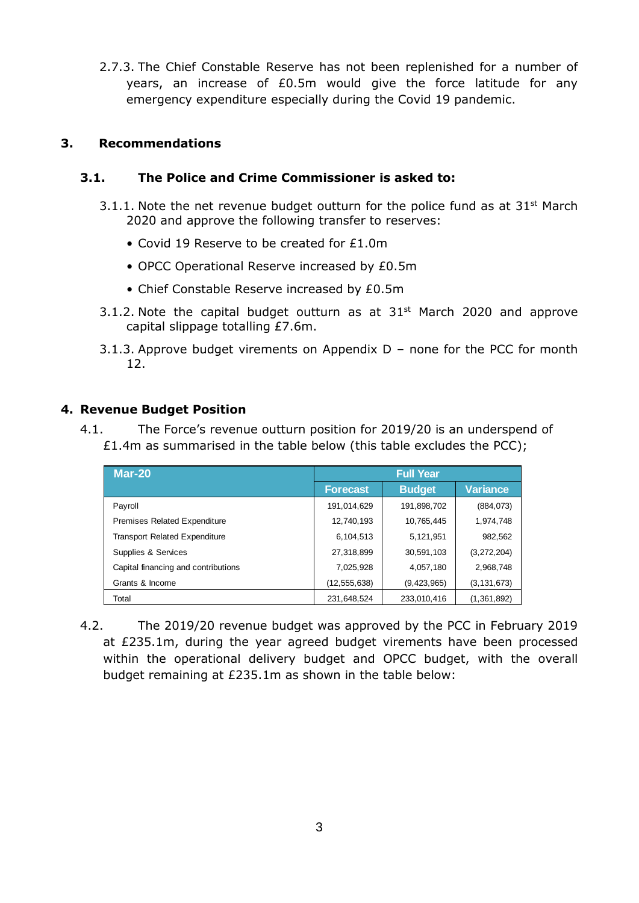2.7.3. The Chief Constable Reserve has not been replenished for a number of years, an increase of £0.5m would give the force latitude for any emergency expenditure especially during the Covid 19 pandemic.

## 3. Recommendations

### 3.1. The Police and Crime Commissioner is asked to:

3.1.1. Note the net revenue budget outturn for the police fund as at 31st March 2020 and approve the following transfer to reserves:

- Covid 19 Reserve to be created for £1.0m
- OPCC Operational Reserve increased by £0.5m
- Chief Constable Reserve increased by £0.5m

3.1.2. Note the capital budget outturn as at 31st March 2020 and approve capital slippage totalling £7.6m.

3.1.3. Approve budget virements on Appendix D – none for the PCC for month 12.

## 4. Revenue Budget Position

4.1. The Force's revenue outturn position for 2019/20 is an underspend of £1.4m as summarised in the table below (this table excludes the PCC);

| Mar-20 | Full Year | | |
|---|---|---|---|
| | Forecast | Budget | Variance |
| Payroll | 191,014,629 | 191,898,702 | (884,073) |
| Premises Related Expenditure | 12,740,193 | 10,765,445 | 1,974,748 |
| Transport Related Expenditure | 6,104,513 | 5,121,951 | 982,562 |
| Supplies & Services | 27,318,899 | 30,591,103 | (3,272,204) |
| Capital financing and contributions | 7,025,928 | 4,057,180 | 2,968,748 |
| Grants & Income | (12,555,638) | (9,423,965) | (3,131,673) |
| Total | 231,648,524 | 233,010,416 | (1,361,892) |

4.2. The 2019/20 revenue budget was approved by the PCC in February 2019 at £235.1m, during the year agreed budget virements have been processed within the operational delivery budget and OPCC budget, with the overall budget remaining at £235.1m as shown in the table below: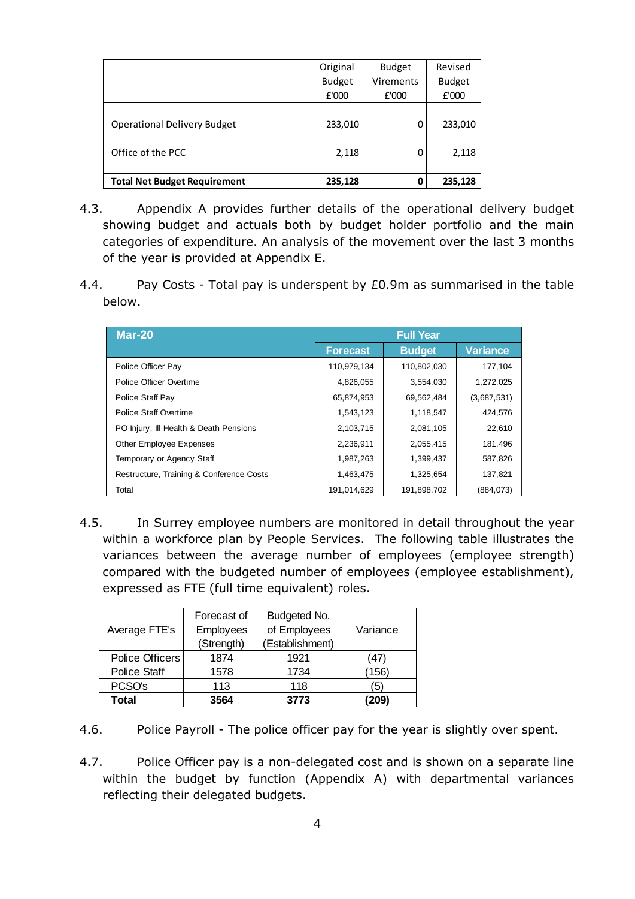| | Original Budget £'000 | Budget Virements £'000 | Revised Budget £'000 |
|---|---|---|---|
| Operational Delivery Budget | 233,010 | 0 | 233,010 |
| Office of the PCC | 2,118 | 0 | 2,118 |
| **Total Net Budget Requirement** | **235,128** | **0** | **235,128** |

4.3. Appendix A provides further details of the operational delivery budget showing budget and actuals both by budget holder portfolio and the main categories of expenditure. An analysis of the movement over the last 3 months of the year is provided at Appendix E.

4.4. Pay Costs - Total pay is underspent by £0.9m as summarised in the table below.

| Mar-20 | Full Year | | |
|---|---|---|---|
| | Forecast | Budget | Variance |
| Police Officer Pay | 110,979,134 | 110,802,030 | 177,104 |
| Police Officer Overtime | 4,826,055 | 3,554,030 | 1,272,025 |
| Police Staff Pay | 65,874,953 | 69,562,484 | (3,687,531) |
| Police Staff Overtime | 1,543,123 | 1,118,547 | 424,576 |
| PO Injury, Ill Health & Death Pensions | 2,103,715 | 2,081,105 | 22,610 |
| Other Employee Expenses | 2,236,911 | 2,055,415 | 181,496 |
| Temporary or Agency Staff | 1,987,263 | 1,399,437 | 587,826 |
| Restructure, Training & Conference Costs | 1,463,475 | 1,325,654 | 137,821 |
| Total | 191,014,629 | 191,898,702 | (884,073) |

4.5. In Surrey employee numbers are monitored in detail throughout the year within a workforce plan by People Services. The following table illustrates the variances between the average number of employees (employee strength) compared with the budgeted number of employees (employee establishment), expressed as FTE (full time equivalent) roles.

| Average FTE's | Forecast of Employees (Strength) | Budgeted No. of Employees (Establishment) | Variance |
|---|---|---|---|
| Police Officers | 1874 | 1921 | (47) |
| Police Staff | 1578 | 1734 | (156) |
| PCSO's | 113 | 118 | (5) |
| **Total** | **3564** | **3773** | **(209)** |

4.6. Police Payroll - The police officer pay for the year is slightly over spent.

4.7. Police Officer pay is a non-delegated cost and is shown on a separate line within the budget by function (Appendix A) with departmental variances reflecting their delegated budgets.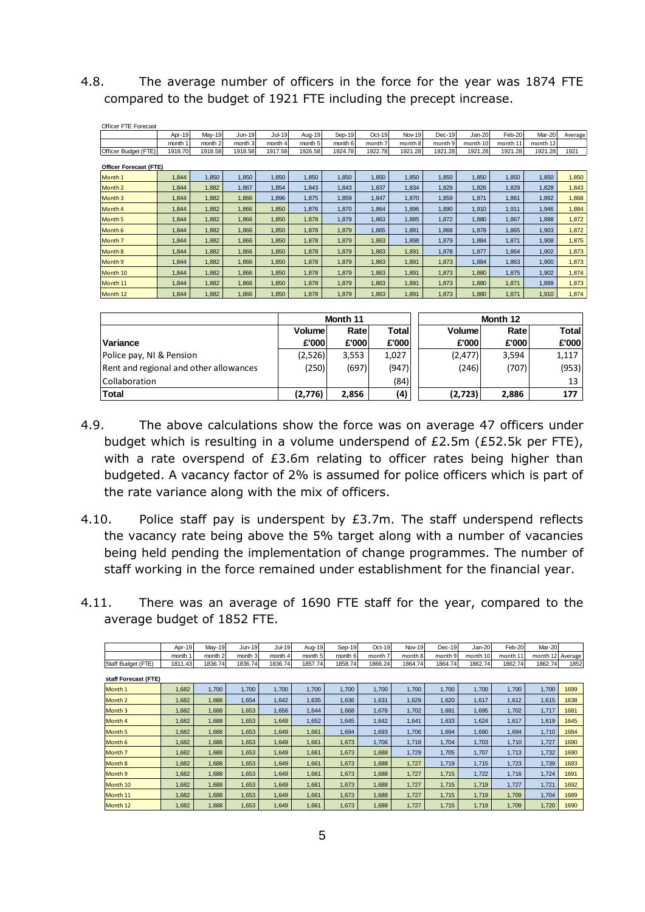4.8. The average number of officers in the force for the year was 1874 FTE compared to the budget of 1921 FTE including the precept increase.

| Officer FTE Forecast | Apr-19 | May-19 | Jun-19 | Jul-19 | Aug-19 | Sep-19 | Oct-19 | Nov-19 | Dec-19 | Jan-20 | Feb-20 | Mar-20 | Average |
|---|---|---|---|---|---|---|---|---|---|---|---|---|---|
| | month 1 | month 2 | month 3 | month 4 | month 5 | month 6 | month 7 | month 8 | month 9 | month 10 | month 11 | month 12 | |
| Officer Budget (FTE) | 1918.70 | 1918.58 | 1918.58 | 1917.58 | 1926.58 | 1924.78 | 1922.78 | 1921.28 | 1921.28 | 1921.28 | 1921.28 | 1921.28 | 1921 |
| **Officer Forecast (FTE)** | | | | | | | | | | | | | |
| Month 1 | 1,844 | 1,850 | 1,850 | 1,850 | 1,850 | 1,850 | 1,850 | 1,850 | 1,850 | 1,850 | 1,850 | 1,850 | 1,850 |
| Month 2 | 1,844 | 1,882 | 1,867 | 1,854 | 1,843 | 1,843 | 1,837 | 1,834 | 1,829 | 1,826 | 1,829 | 1,828 | 1,843 |
| Month 3 | 1,844 | 1,882 | 1,866 | 1,896 | 1,875 | 1,859 | 1,847 | 1,870 | 1,859 | 1,871 | 1,861 | 1,892 | 1,868 |
| Month 4 | 1,844 | 1,882 | 1,866 | 1,850 | 1,876 | 1,870 | 1,864 | 1,896 | 1,890 | 1,910 | 1,911 | 1,946 | 1,884 |
| Month 5 | 1,844 | 1,882 | 1,866 | 1,850 | 1,878 | 1,879 | 1,863 | 1,885 | 1,872 | 1,880 | 1,867 | 1,898 | 1,872 |
| Month 6 | 1,844 | 1,882 | 1,866 | 1,850 | 1,878 | 1,879 | 1,865 | 1,881 | 1,868 | 1,878 | 1,865 | 1,903 | 1,872 |
| Month 7 | 1,844 | 1,882 | 1,866 | 1,850 | 1,878 | 1,879 | 1,863 | 1,898 | 1,879 | 1,884 | 1,871 | 1,908 | 1,875 |
| Month 8 | 1,844 | 1,882 | 1,866 | 1,850 | 1,878 | 1,879 | 1,863 | 1,891 | 1,878 | 1,877 | 1,864 | 1,902 | 1,873 |
| Month 9 | 1,844 | 1,882 | 1,866 | 1,850 | 1,878 | 1,879 | 1,863 | 1,891 | 1,873 | 1,884 | 1,863 | 1,900 | 1,873 |
| Month 10 | 1,844 | 1,882 | 1,866 | 1,850 | 1,878 | 1,879 | 1,863 | 1,891 | 1,873 | 1,880 | 1,875 | 1,902 | 1,874 |
| Month 11 | 1,844 | 1,882 | 1,866 | 1,850 | 1,878 | 1,879 | 1,863 | 1,891 | 1,873 | 1,880 | 1,871 | 1,899 | 1,873 |
| Month 12 | 1,844 | 1,882 | 1,866 | 1,850 | 1,878 | 1,879 | 1,863 | 1,891 | 1,873 | 1,880 | 1,871 | 1,910 | 1,874 |

| | Month 11 | | | Month 12 | | |
|---|---|---|---|---|---|---|
| | Volume | Rate | Total | Volume | Rate | Total |
| **Variance** | £'000 | £'000 | £'000 | £'000 | £'000 | £'000 |
| Police pay, NI & Pension | (2,526) | 3,553 | 1,027 | (2,477) | 3,594 | 1,117 |
| Rent and regional and other allowances | (250) | (697) | (947) | (246) | (707) | (953) |
| Collaboration | | | (84) | | | 13 |
| **Total** | **(2,776)** | **2,856** | **(4)** | **(2,723)** | **2,886** | **177** |

4.9. The above calculations show the force was on average 47 officers under budget which is resulting in a volume underspend of £2.5m (£52.5k per FTE), with a rate overspend of £3.6m relating to officer rates being higher than budgeted. A vacancy factor of 2% is assumed for police officers which is part of the rate variance along with the mix of officers.

4.10. Police staff pay is underspent by £3.7m. The staff underspend reflects the vacancy rate being above the 5% target along with a number of vacancies being held pending the implementation of change programmes. The number of staff working in the force remained under establishment for the financial year.

4.11. There was an average of 1690 FTE staff for the year, compared to the average budget of 1852 FTE.

| | Apr-19 | May-19 | Jun-19 | Jul-19 | Aug-19 | Sep-19 | Oct-19 | Nov-19 | Dec-19 | Jan-20 | Feb-20 | Mar-20 | |
|---|---|---|---|---|---|---|---|---|---|---|---|---|---|
| | month 1 | month 2 | month 3 | month 4 | month 5 | month 6 | month 7 | month 8 | month 9 | month 10 | month 11 | month 12 | Average |
| Staff Budget (FTE) | 1811.43 | 1836.74 | 1836.74 | 1836.74 | 1857.74 | 1858.74 | 1866.24 | 1864.74 | 1864.74 | 1862.74 | 1862.74 | 1862.74 | 1852 |
| **staff Forecast (FTE)** | | | | | | | | | | | | | |
| Month 1 | 1,682 | 1,700 | 1,700 | 1,700 | 1,700 | 1,700 | 1,700 | 1,700 | 1,700 | 1,700 | 1,700 | 1,700 | 1699 |
| Month 2 | 1,682 | 1,688 | 1,654 | 1,642 | 1,635 | 1,636 | 1,631 | 1,629 | 1,620 | 1,617 | 1,612 | 1,615 | 1638 |
| Month 3 | 1,682 | 1,688 | 1,653 | 1,656 | 1,644 | 1,668 | 1,678 | 1,702 | 1,691 | 1,695 | 1,702 | 1,717 | 1681 |
| Month 4 | 1,682 | 1,688 | 1,653 | 1,649 | 1,652 | 1,645 | 1,642 | 1,641 | 1,633 | 1,624 | 1,617 | 1,619 | 1645 |
| Month 5 | 1,682 | 1,688 | 1,653 | 1,649 | 1,661 | 1,694 | 1,693 | 1,706 | 1,694 | 1,690 | 1,694 | 1,710 | 1684 |
| Month 6 | 1,682 | 1,688 | 1,653 | 1,649 | 1,661 | 1,673 | 1,706 | 1,718 | 1,704 | 1,703 | 1,710 | 1,727 | 1690 |
| Month 7 | 1,682 | 1,688 | 1,653 | 1,649 | 1,661 | 1,673 | 1,688 | 1,729 | 1,705 | 1,707 | 1,713 | 1,732 | 1690 |
| Month 8 | 1,682 | 1,688 | 1,653 | 1,649 | 1,661 | 1,673 | 1,688 | 1,727 | 1,719 | 1,715 | 1,723 | 1,739 | 1693 |
| Month 9 | 1,682 | 1,688 | 1,653 | 1,649 | 1,661 | 1,673 | 1,688 | 1,727 | 1,715 | 1,722 | 1,716 | 1,724 | 1691 |
| Month 10 | 1,682 | 1,688 | 1,653 | 1,649 | 1,661 | 1,673 | 1,688 | 1,727 | 1,715 | 1,719 | 1,727 | 1,721 | 1692 |
| Month 11 | 1,682 | 1,688 | 1,653 | 1,649 | 1,661 | 1,673 | 1,688 | 1,727 | 1,715 | 1,719 | 1,709 | 1,704 | 1689 |
| Month 12 | 1,682 | 1,688 | 1,653 | 1,649 | 1,661 | 1,673 | 1,688 | 1,727 | 1,715 | 1,719 | 1,709 | 1,720 | 1690 |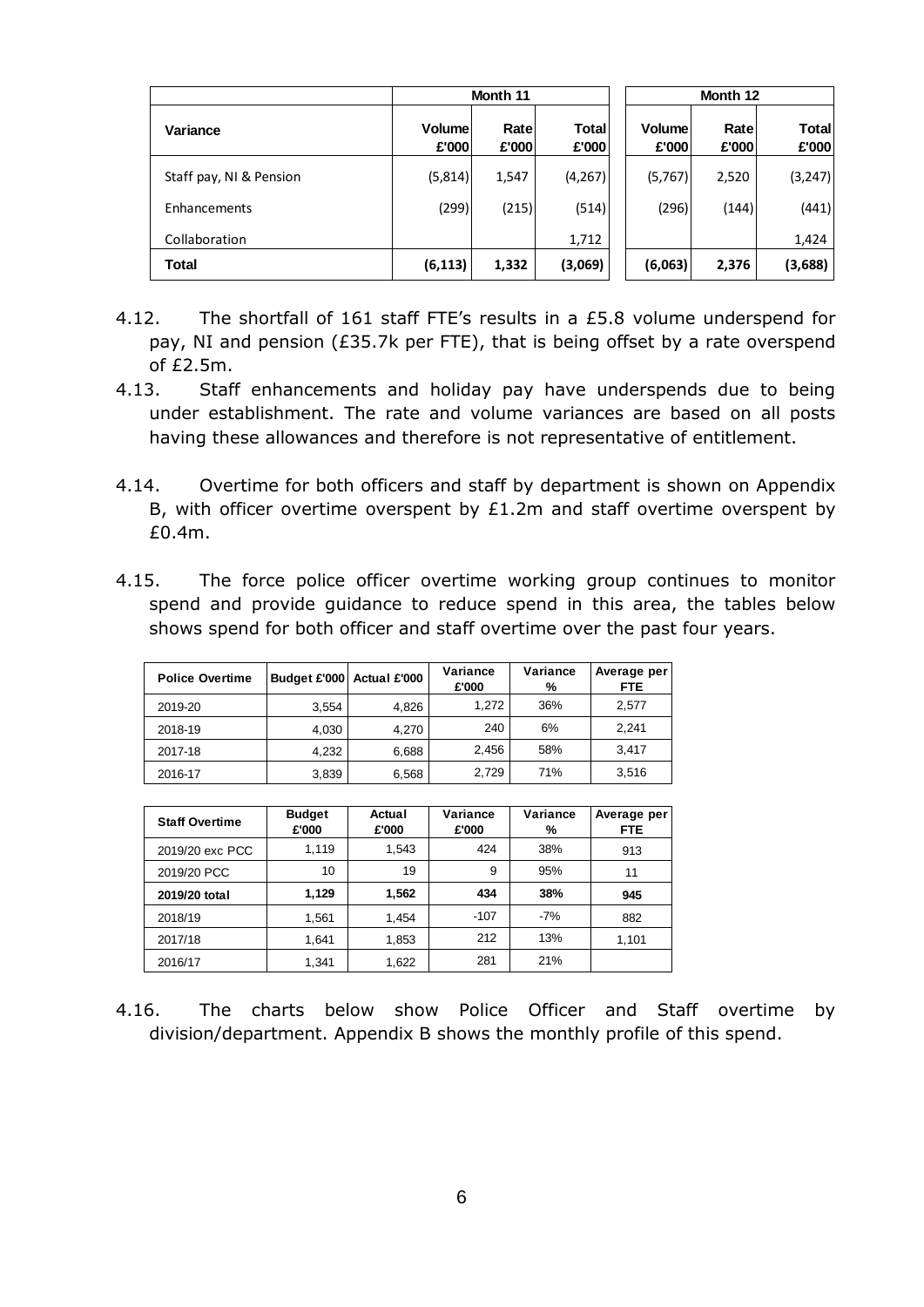| Variance | Month 11 | | | Month 12 | | |
|---|---|---|---|---|---|---|
| | Volume £'000 | Rate £'000 | Total £'000 | Volume £'000 | Rate £'000 | Total £'000 |
| Staff pay, NI & Pension | (5,814) | 1,547 | (4,267) | (5,767) | 2,520 | (3,247) |
| Enhancements | (299) | (215) | (514) | (296) | (144) | (441) |
| Collaboration | | | 1,712 | | | 1,424 |
| **Total** | **(6,113)** | **1,332** | **(3,069)** | **(6,063)** | **2,376** | **(3,688)** |

4.12. The shortfall of 161 staff FTE's results in a £5.8 volume underspend for pay, NI and pension (£35.7k per FTE), that is being offset by a rate overspend of £2.5m.

4.13. Staff enhancements and holiday pay have underspends due to being under establishment. The rate and volume variances are based on all posts having these allowances and therefore is not representative of entitlement.

4.14. Overtime for both officers and staff by department is shown on Appendix B, with officer overtime overspent by £1.2m and staff overtime overspent by £0.4m.

4.15. The force police officer overtime working group continues to monitor spend and provide guidance to reduce spend in this area, the tables below shows spend for both officer and staff overtime over the past four years.

| Police Overtime | Budget £'000 | Actual £'000 | Variance £'000 | Variance % | Average per FTE |
|---|---|---|---|---|---|
| 2019-20 | 3,554 | 4,826 | 1,272 | 36% | 2,577 |
| 2018-19 | 4,030 | 4,270 | 240 | 6% | 2,241 |
| 2017-18 | 4,232 | 6,688 | 2,456 | 58% | 3,417 |
| 2016-17 | 3,839 | 6,568 | 2,729 | 71% | 3,516 |

| Staff Overtime | Budget £'000 | Actual £'000 | Variance £'000 | Variance % | Average per FTE |
|---|---|---|---|---|---|
| 2019/20 exc PCC | 1,119 | 1,543 | 424 | 38% | 913 |
| 2019/20 PCC | 10 | 19 | 9 | 95% | 11 |
| **2019/20 total** | **1,129** | **1,562** | **434** | **38%** | **945** |
| 2018/19 | 1,561 | 1,454 | -107 | -7% | 882 |
| 2017/18 | 1,641 | 1,853 | 212 | 13% | 1,101 |
| 2016/17 | 1,341 | 1,622 | 281 | 21% | |

4.16. The charts below show Police Officer and Staff overtime by division/department. Appendix B shows the monthly profile of this spend.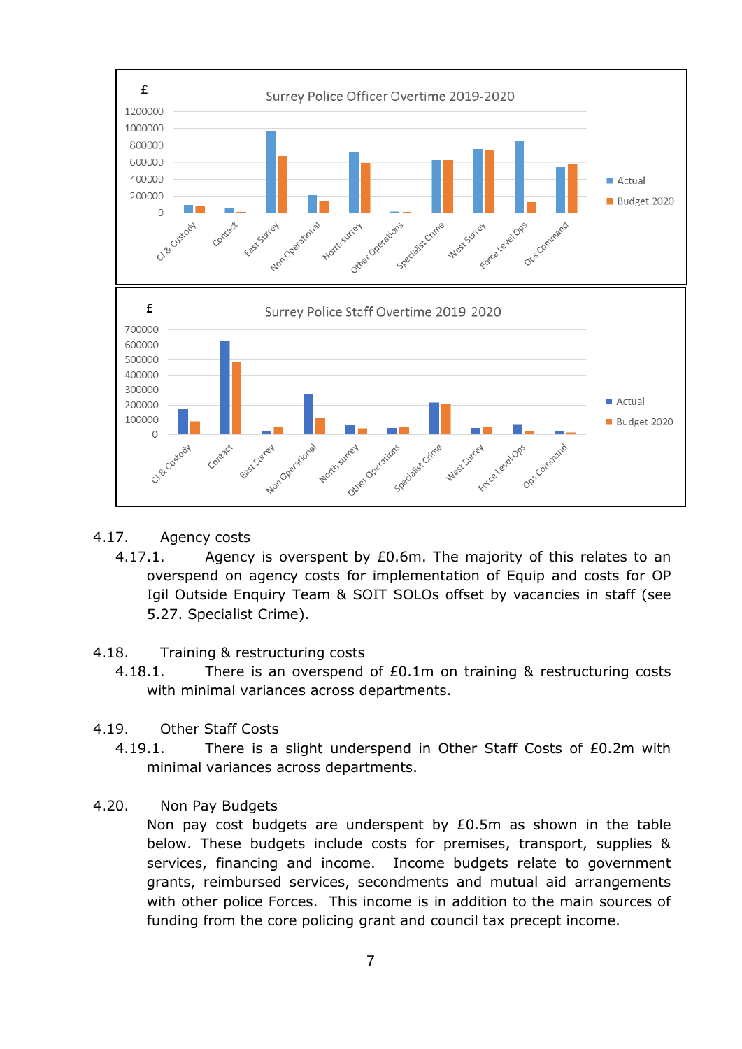4.17. Agency costs

4.17.1. Agency is overspent by £0.6m. The majority of this relates to an overspend on agency costs for implementation of Equip and costs for OP Igil Outside Enquiry Team & SOIT SOLOs offset by vacancies in staff (see 5.27. Specialist Crime).

4.18. Training & restructuring costs

4.18.1. There is an overspend of £0.1m on training & restructuring costs with minimal variances across departments.

4.19. Other Staff Costs

4.19.1. There is a slight underspend in Other Staff Costs of £0.2m with minimal variances across departments.

4.20. Non Pay Budgets

Non pay cost budgets are underspent by £0.5m as shown in the table below. These budgets include costs for premises, transport, supplies & services, financing and income. Income budgets relate to government grants, reimbursed services, secondments and mutual aid arrangements with other police Forces. This income is in addition to the main sources of funding from the core policing grant and council tax precept income.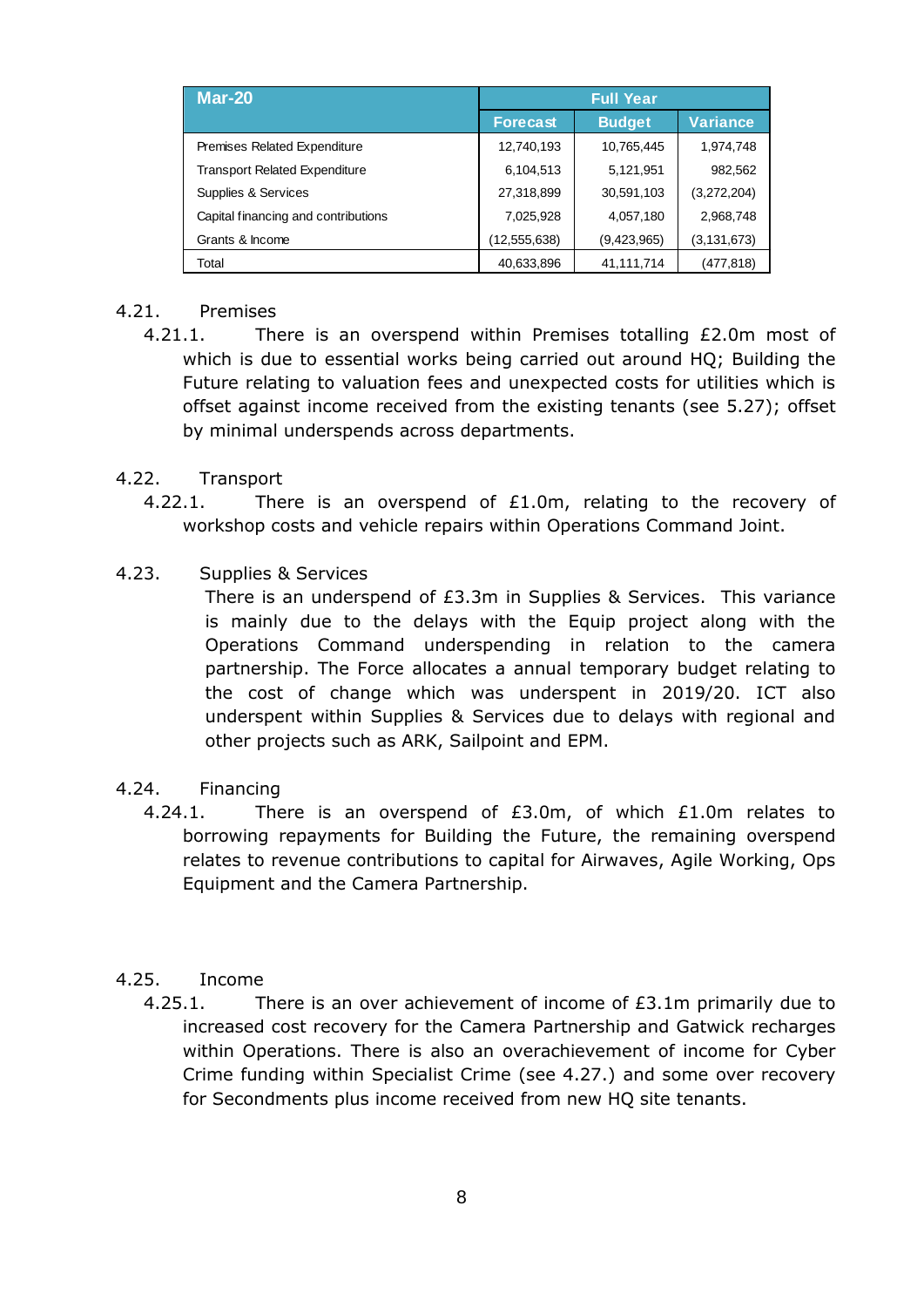| Mar-20 | Full Year | | |
|---|---|---|---|
| | Forecast | Budget | Variance |
| Premises Related Expenditure | 12,740,193 | 10,765,445 | 1,974,748 |
| Transport Related Expenditure | 6,104,513 | 5,121,951 | 982,562 |
| Supplies & Services | 27,318,899 | 30,591,103 | (3,272,204) |
| Capital financing and contributions | 7,025,928 | 4,057,180 | 2,968,748 |
| Grants & Income | (12,555,638) | (9,423,965) | (3,131,673) |
| Total | 40,633,896 | 41,111,714 | (477,818) |

4.21. Premises

4.21.1. There is an overspend within Premises totalling £2.0m most of which is due to essential works being carried out around HQ; Building the Future relating to valuation fees and unexpected costs for utilities which is offset against income received from the existing tenants (see 5.27); offset by minimal underspends across departments.

4.22. Transport

4.22.1. There is an overspend of £1.0m, relating to the recovery of workshop costs and vehicle repairs within Operations Command Joint.

4.23. Supplies & Services

There is an underspend of £3.3m in Supplies & Services. This variance is mainly due to the delays with the Equip project along with the Operations Command underspending in relation to the camera partnership. The Force allocates a annual temporary budget relating to the cost of change which was underspent in 2019/20. ICT also underspent within Supplies & Services due to delays with regional and other projects such as ARK, Sailpoint and EPM.

4.24. Financing

4.24.1. There is an overspend of £3.0m, of which £1.0m relates to borrowing repayments for Building the Future, the remaining overspend relates to revenue contributions to capital for Airwaves, Agile Working, Ops Equipment and the Camera Partnership.

4.25. Income

4.25.1. There is an over achievement of income of £3.1m primarily due to increased cost recovery for the Camera Partnership and Gatwick recharges within Operations. There is also an overachievement of income for Cyber Crime funding within Specialist Crime (see 4.27.) and some over recovery for Secondments plus income received from new HQ site tenants.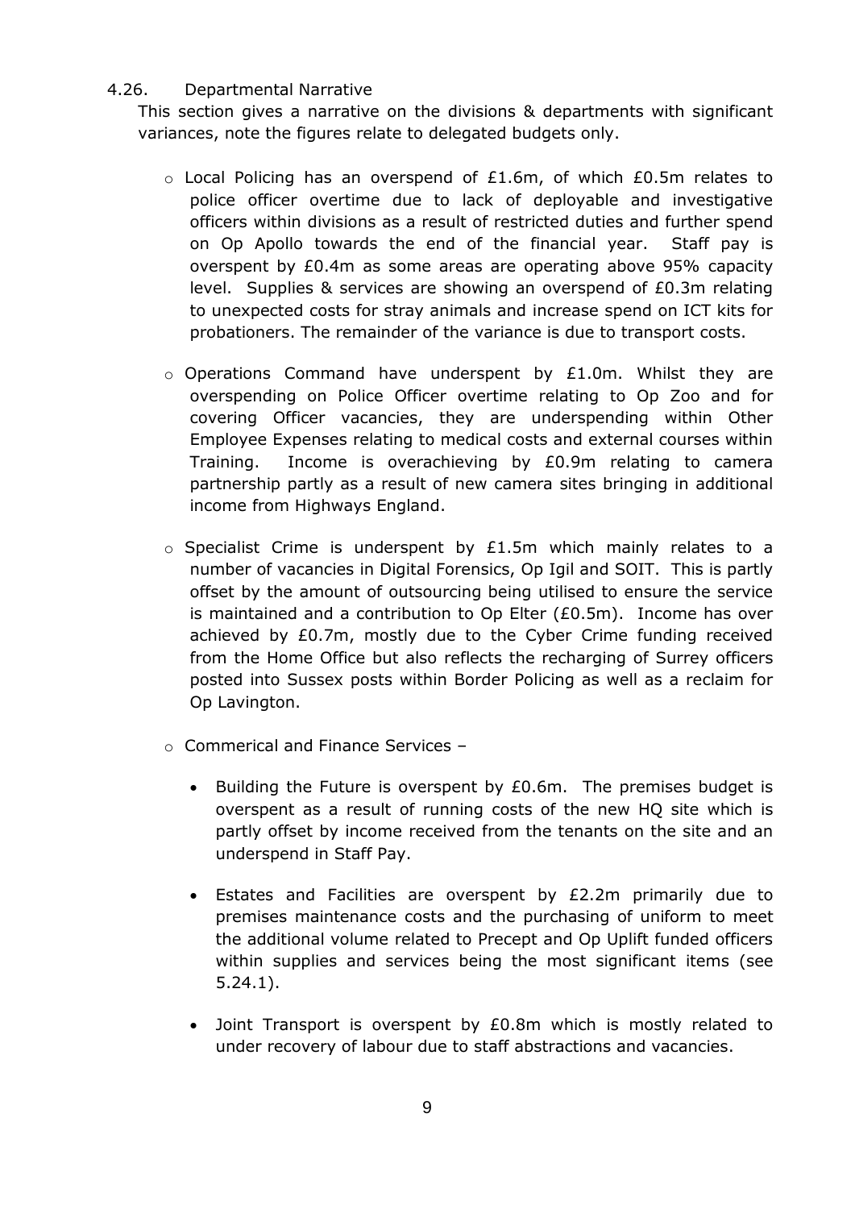4.26. Departmental Narrative

This section gives a narrative on the divisions & departments with significant variances, note the figures relate to delegated budgets only.

- Local Policing has an overspend of £1.6m, of which £0.5m relates to police officer overtime due to lack of deployable and investigative officers within divisions as a result of restricted duties and further spend on Op Apollo towards the end of the financial year. Staff pay is overspent by £0.4m as some areas are operating above 95% capacity level. Supplies & services are showing an overspend of £0.3m relating to unexpected costs for stray animals and increase spend on ICT kits for probationers. The remainder of the variance is due to transport costs.

- Operations Command have underspent by £1.0m. Whilst they are overspending on Police Officer overtime relating to Op Zoo and for covering Officer vacancies, they are underspending within Other Employee Expenses relating to medical costs and external courses within Training. Income is overachieving by £0.9m relating to camera partnership partly as a result of new camera sites bringing in additional income from Highways England.

- Specialist Crime is underspent by £1.5m which mainly relates to a number of vacancies in Digital Forensics, Op Igil and SOIT. This is partly offset by the amount of outsourcing being utilised to ensure the service is maintained and a contribution to Op Elter (£0.5m). Income has over achieved by £0.7m, mostly due to the Cyber Crime funding received from the Home Office but also reflects the recharging of Surrey officers posted into Sussex posts within Border Policing as well as a reclaim for Op Lavington.

- Commerical and Finance Services –

  - Building the Future is overspent by £0.6m. The premises budget is overspent as a result of running costs of the new HQ site which is partly offset by income received from the tenants on the site and an underspend in Staff Pay.

  - Estates and Facilities are overspent by £2.2m primarily due to premises maintenance costs and the purchasing of uniform to meet the additional volume related to Precept and Op Uplift funded officers within supplies and services being the most significant items (see 5.24.1).

  - Joint Transport is overspent by £0.8m which is mostly related to under recovery of labour due to staff abstractions and vacancies.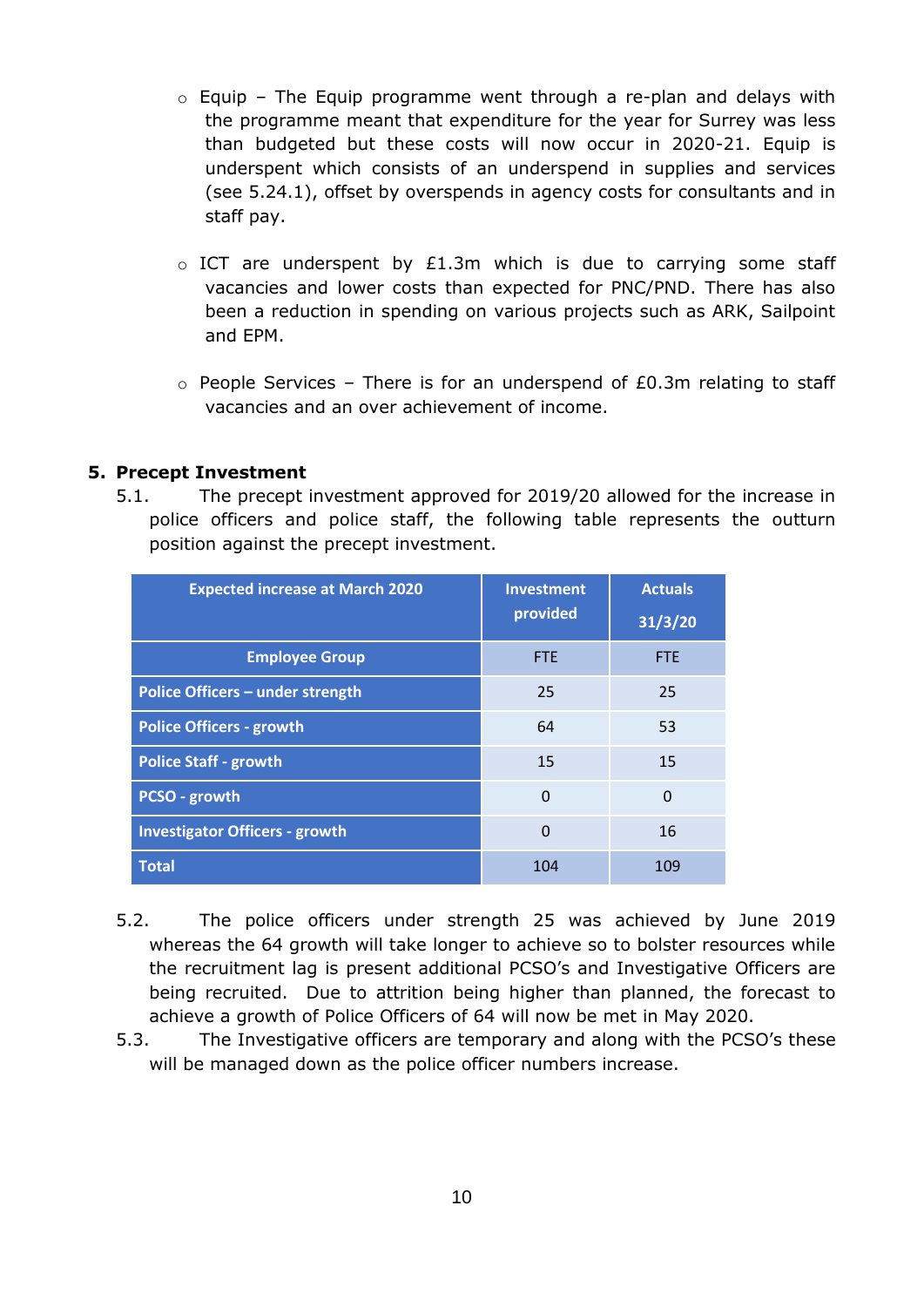- Equip – The Equip programme went through a re-plan and delays with the programme meant that expenditure for the year for Surrey was less than budgeted but these costs will now occur in 2020-21. Equip is underspent which consists of an underspend in supplies and services (see 5.24.1), offset by overspends in agency costs for consultants and in staff pay.

- ICT are underspent by £1.3m which is due to carrying some staff vacancies and lower costs than expected for PNC/PND. There has also been a reduction in spending on various projects such as ARK, Sailpoint and EPM.

- People Services – There is for an underspend of £0.3m relating to staff vacancies and an over achievement of income.

## 5. Precept Investment

5.1. The precept investment approved for 2019/20 allowed for the increase in police officers and police staff, the following table represents the outturn position against the precept investment.

| Expected increase at March 2020 | Investment provided | Actuals 31/3/20 |
|---|---|---|
| **Employee Group** | FTE | FTE |
| **Police Officers – under strength** | 25 | 25 |
| **Police Officers - growth** | 64 | 53 |
| **Police Staff - growth** | 15 | 15 |
| **PCSO - growth** | 0 | 0 |
| **Investigator Officers - growth** | 0 | 16 |
| **Total** | 104 | 109 |

5.2. The police officers under strength 25 was achieved by June 2019 whereas the 64 growth will take longer to achieve so to bolster resources while the recruitment lag is present additional PCSO's and Investigative Officers are being recruited. Due to attrition being higher than planned, the forecast to achieve a growth of Police Officers of 64 will now be met in May 2020.

5.3. The Investigative officers are temporary and along with the PCSO's these will be managed down as the police officer numbers increase.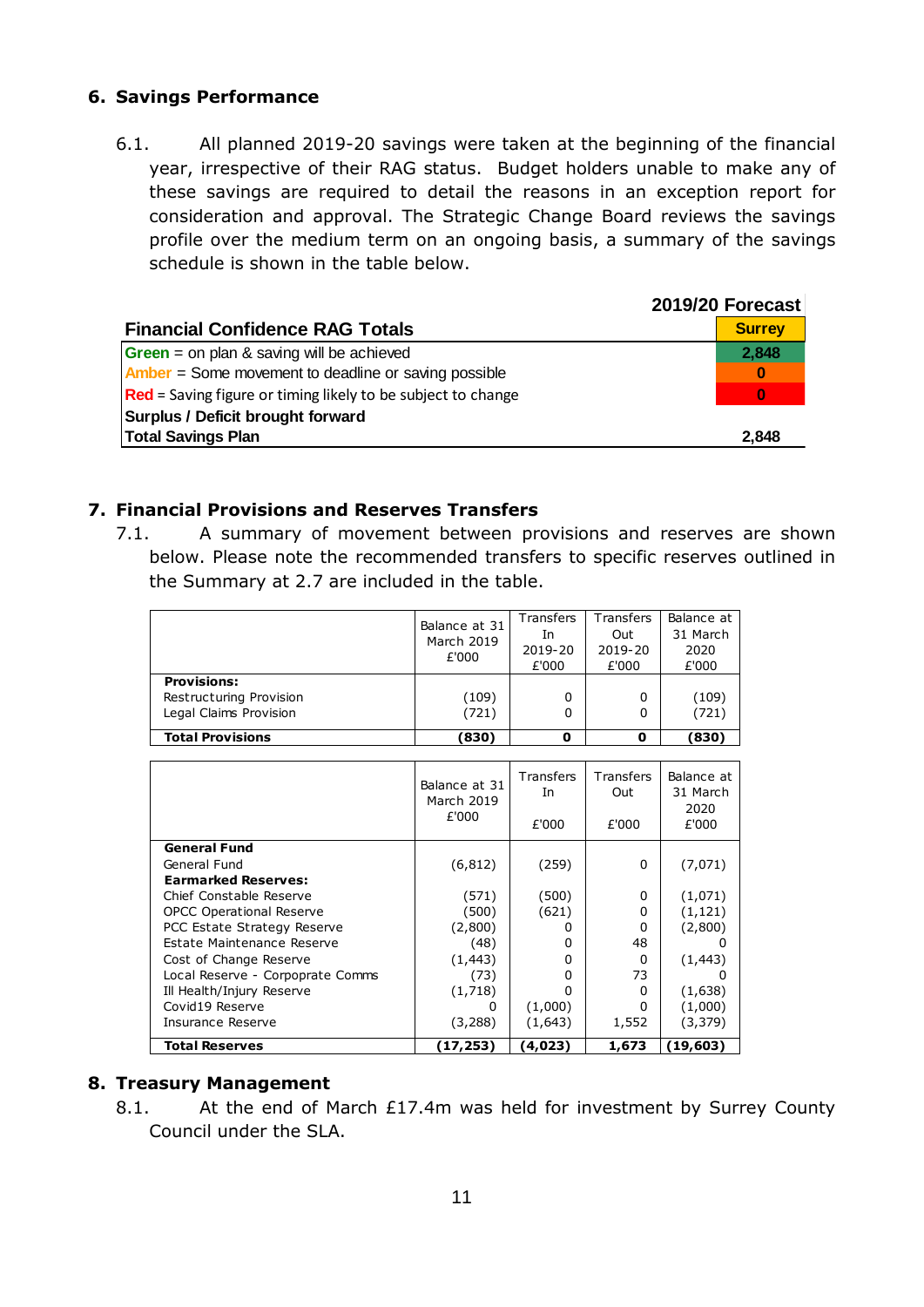## 6. Savings Performance

6.1. All planned 2019-20 savings were taken at the beginning of the financial year, irrespective of their RAG status. Budget holders unable to make any of these savings are required to detail the reasons in an exception report for consideration and approval. The Strategic Change Board reviews the savings profile over the medium term on an ongoing basis, a summary of the savings schedule is shown in the table below.

| | 2019/20 Forecast |
|---|---|
| **Financial Confidence RAG Totals** | **Surrey** |
| **Green** = on plan & saving will be achieved | **2,848** |
| **Amber** = Some movement to deadline or saving possible | **0** |
| **Red** = Saving figure or timing likely to be subject to change | **0** |
| **Surplus / Deficit brought forward** | |
| **Total Savings Plan** | **2,848** |

## 7. Financial Provisions and Reserves Transfers

7.1. A summary of movement between provisions and reserves are shown below. Please note the recommended transfers to specific reserves outlined in the Summary at 2.7 are included in the table.

| | Balance at 31 March 2019 £'000 | Transfers In 2019-20 £'000 | Transfers Out 2019-20 £'000 | Balance at 31 March 2020 £'000 |
|---|---|---|---|---|
| **Provisions:** | | | | |
| Restructuring Provision | (109) | 0 | 0 | (109) |
| Legal Claims Provision | (721) | 0 | 0 | (721) |
| **Total Provisions** | **(830)** | **0** | **0** | **(830)** |

| | Balance at 31 March 2019 £'000 | Transfers In £'000 | Transfers Out £'000 | Balance at 31 March 2020 £'000 |
|---|---|---|---|---|
| **General Fund** | | | | |
| General Fund | (6,812) | (259) | 0 | (7,071) |
| **Earmarked Reserves:** | | | | |
| Chief Constable Reserve | (571) | (500) | 0 | (1,071) |
| OPCC Operational Reserve | (500) | (621) | 0 | (1,121) |
| PCC Estate Strategy Reserve | (2,800) | 0 | 0 | (2,800) |
| Estate Maintenance Reserve | (48) | 0 | 48 | 0 |
| Cost of Change Reserve | (1,443) | 0 | 0 | (1,443) |
| Local Reserve - Corpporate Comms | (73) | 0 | 73 | 0 |
| Ill Health/Injury Reserve | (1,718) | 0 | 0 | (1,638) |
| Covid19 Reserve | 0 | (1,000) | 0 | (1,000) |
| Insurance Reserve | (3,288) | (1,643) | 1,552 | (3,379) |
| **Total Reserves** | **(17,253)** | **(4,023)** | **1,673** | **(19,603)** |

## 8. Treasury Management

8.1. At the end of March £17.4m was held for investment by Surrey County Council under the SLA.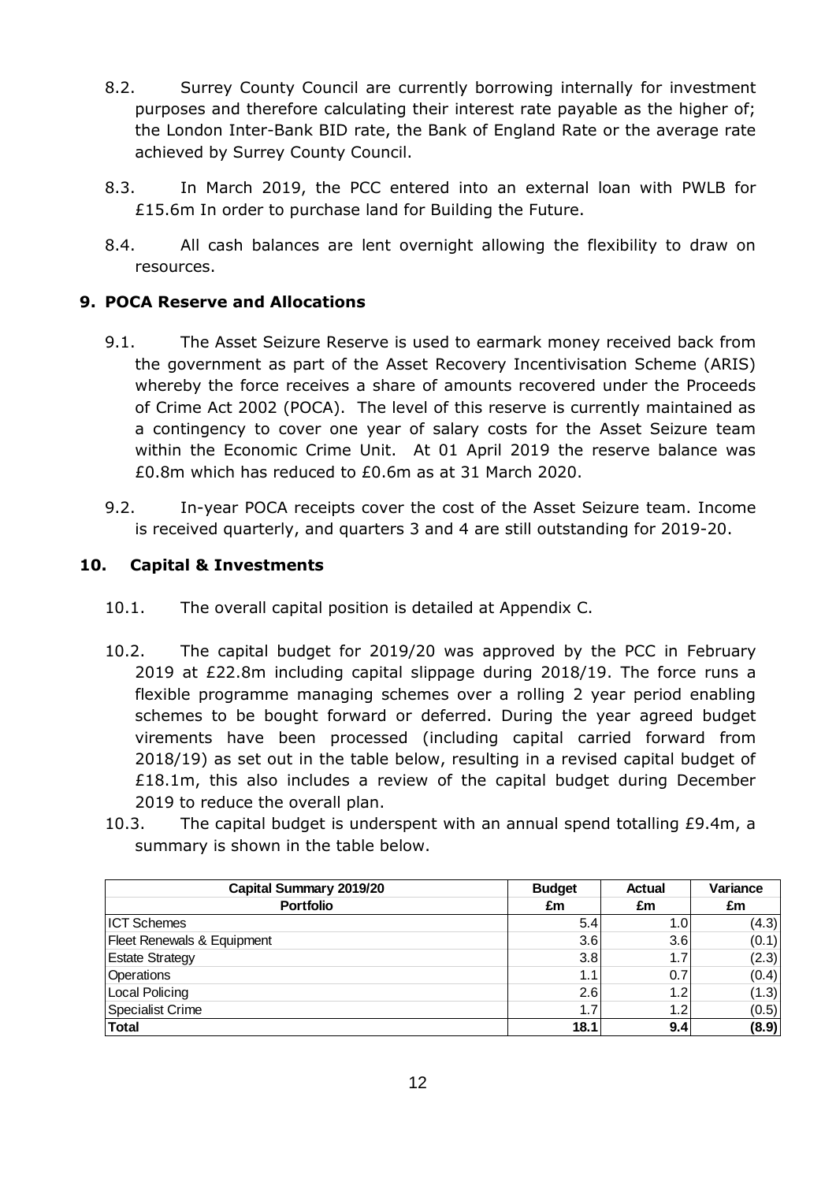8.2. Surrey County Council are currently borrowing internally for investment purposes and therefore calculating their interest rate payable as the higher of; the London Inter-Bank BID rate, the Bank of England Rate or the average rate achieved by Surrey County Council.

8.3. In March 2019, the PCC entered into an external loan with PWLB for £15.6m In order to purchase land for Building the Future.

8.4. All cash balances are lent overnight allowing the flexibility to draw on resources.

## 9. POCA Reserve and Allocations

9.1. The Asset Seizure Reserve is used to earmark money received back from the government as part of the Asset Recovery Incentivisation Scheme (ARIS) whereby the force receives a share of amounts recovered under the Proceeds of Crime Act 2002 (POCA). The level of this reserve is currently maintained as a contingency to cover one year of salary costs for the Asset Seizure team within the Economic Crime Unit. At 01 April 2019 the reserve balance was £0.8m which has reduced to £0.6m as at 31 March 2020.

9.2. In-year POCA receipts cover the cost of the Asset Seizure team. Income is received quarterly, and quarters 3 and 4 are still outstanding for 2019-20.

## 10. Capital & Investments

10.1. The overall capital position is detailed at Appendix C.

10.2. The capital budget for 2019/20 was approved by the PCC in February 2019 at £22.8m including capital slippage during 2018/19. The force runs a flexible programme managing schemes over a rolling 2 year period enabling schemes to be bought forward or deferred. During the year agreed budget virements have been processed (including capital carried forward from 2018/19) as set out in the table below, resulting in a revised capital budget of £18.1m, this also includes a review of the capital budget during December 2019 to reduce the overall plan.

10.3. The capital budget is underspent with an annual spend totalling £9.4m, a summary is shown in the table below.

| Capital Summary 2019/20<br>Portfolio | Budget<br>£m | Actual<br>£m | Variance<br>£m |
|---|---|---|---|
| ICT Schemes | 5.4 | 1.0 | (4.3) |
| Fleet Renewals & Equipment | 3.6 | 3.6 | (0.1) |
| Estate Strategy | 3.8 | 1.7 | (2.3) |
| Operations | 1.1 | 0.7 | (0.4) |
| Local Policing | 2.6 | 1.2 | (1.3) |
| Specialist Crime | 1.7 | 1.2 | (0.5) |
| **Total** | **18.1** | **9.4** | **(8.9)** |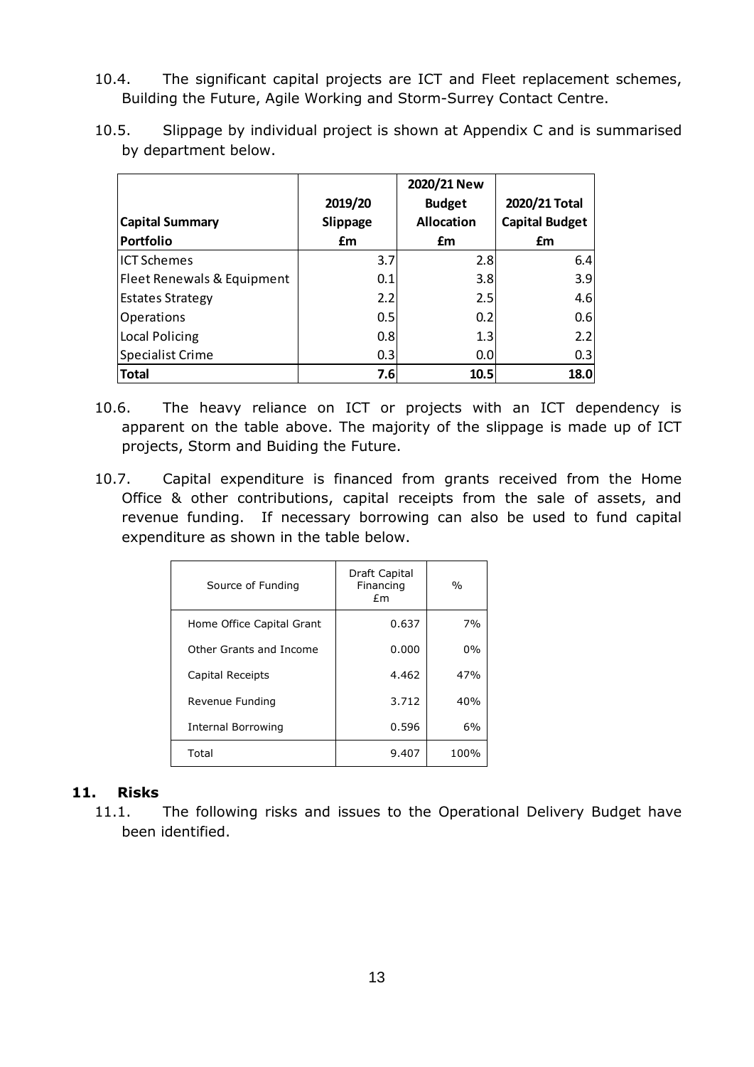10.4. The significant capital projects are ICT and Fleet replacement schemes, Building the Future, Agile Working and Storm-Surrey Contact Centre.

10.5. Slippage by individual project is shown at Appendix C and is summarised by department below.

| Capital Summary Portfolio | 2019/20 Slippage £m | 2020/21 New Budget Allocation £m | 2020/21 Total Capital Budget £m |
|---|---|---|---|
| ICT Schemes | 3.7 | 2.8 | 6.4 |
| Fleet Renewals & Equipment | 0.1 | 3.8 | 3.9 |
| Estates Strategy | 2.2 | 2.5 | 4.6 |
| Operations | 0.5 | 0.2 | 0.6 |
| Local Policing | 0.8 | 1.3 | 2.2 |
| Specialist Crime | 0.3 | 0.0 | 0.3 |
| **Total** | **7.6** | **10.5** | **18.0** |

10.6. The heavy reliance on ICT or projects with an ICT dependency is apparent on the table above. The majority of the slippage is made up of ICT projects, Storm and Buiding the Future.

10.7. Capital expenditure is financed from grants received from the Home Office & other contributions, capital receipts from the sale of assets, and revenue funding. If necessary borrowing can also be used to fund capital expenditure as shown in the table below.

| Source of Funding | Draft Capital Financing £m | % |
|---|---|---|
| Home Office Capital Grant | 0.637 | 7% |
| Other Grants and Income | 0.000 | 0% |
| Capital Receipts | 4.462 | 47% |
| Revenue Funding | 3.712 | 40% |
| Internal Borrowing | 0.596 | 6% |
| Total | 9.407 | 100% |

## 11. Risks

11.1. The following risks and issues to the Operational Delivery Budget have been identified.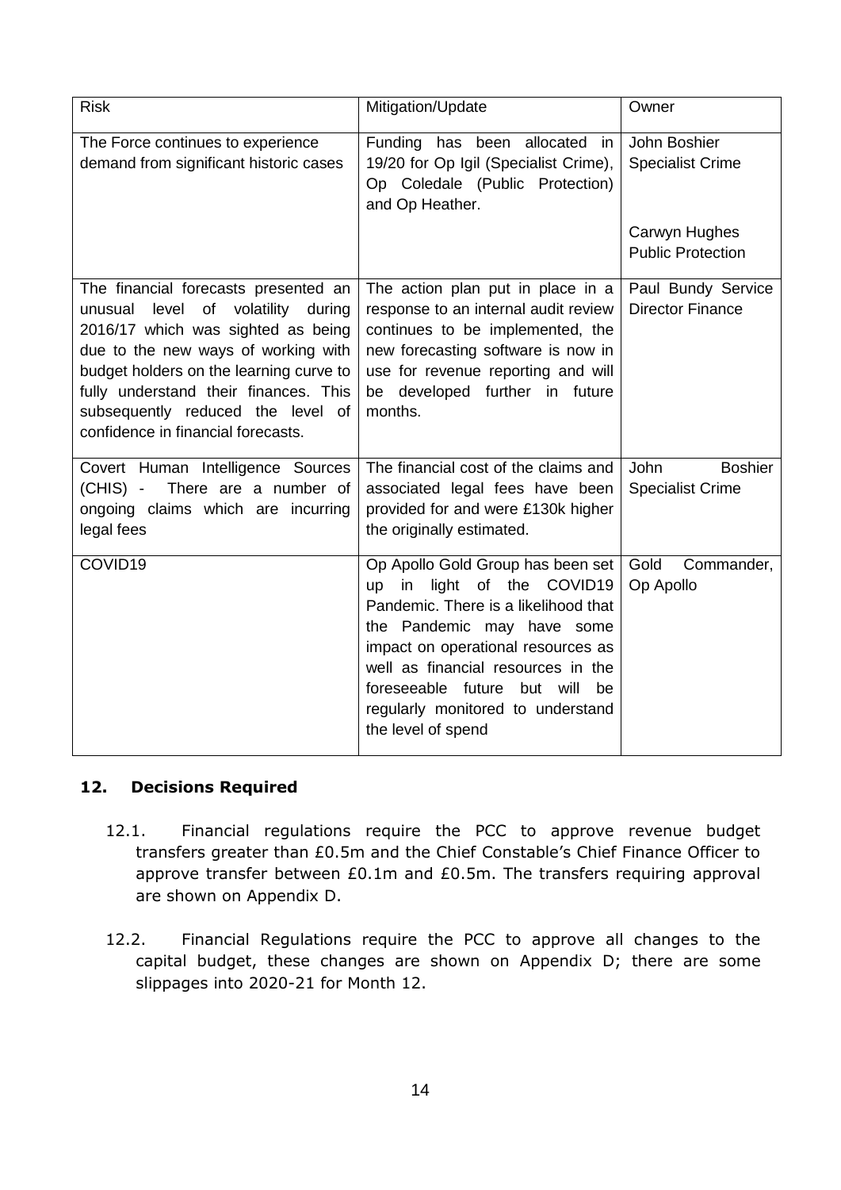| Risk | Mitigation/Update | Owner |
|---|---|---|
| The Force continues to experience demand from significant historic cases | Funding has been allocated in 19/20 for Op Igil (Specialist Crime), Op Coledale (Public Protection) and Op Heather. | John Boshier Specialist Crime<br><br>Carwyn Hughes Public Protection |
| The financial forecasts presented an unusual level of volatility during 2016/17 which was sighted as being due to the new ways of working with budget holders on the learning curve to fully understand their finances. This subsequently reduced the level of confidence in financial forecasts. | The action plan put in place in a response to an internal audit review continues to be implemented, the new forecasting software is now in use for revenue reporting and will be developed further in future months. | Paul Bundy Service Director Finance |
| Covert Human Intelligence Sources (CHIS) - There are a number of ongoing claims which are incurring legal fees | The financial cost of the claims and associated legal fees have been provided for and were £130k higher the originally estimated. | John Boshier Specialist Crime |
| COVID19 | Op Apollo Gold Group has been set up in light of the COVID19 Pandemic. There is a likelihood that the Pandemic may have some impact on operational resources as well as financial resources in the foreseeable future but will be regularly monitored to understand the level of spend | Gold Commander, Op Apollo |

## 12. Decisions Required

12.1. Financial regulations require the PCC to approve revenue budget transfers greater than £0.5m and the Chief Constable's Chief Finance Officer to approve transfer between £0.1m and £0.5m. The transfers requiring approval are shown on Appendix D.

12.2. Financial Regulations require the PCC to approve all changes to the capital budget, these changes are shown on Appendix D; there are some slippages into 2020-21 for Month 12.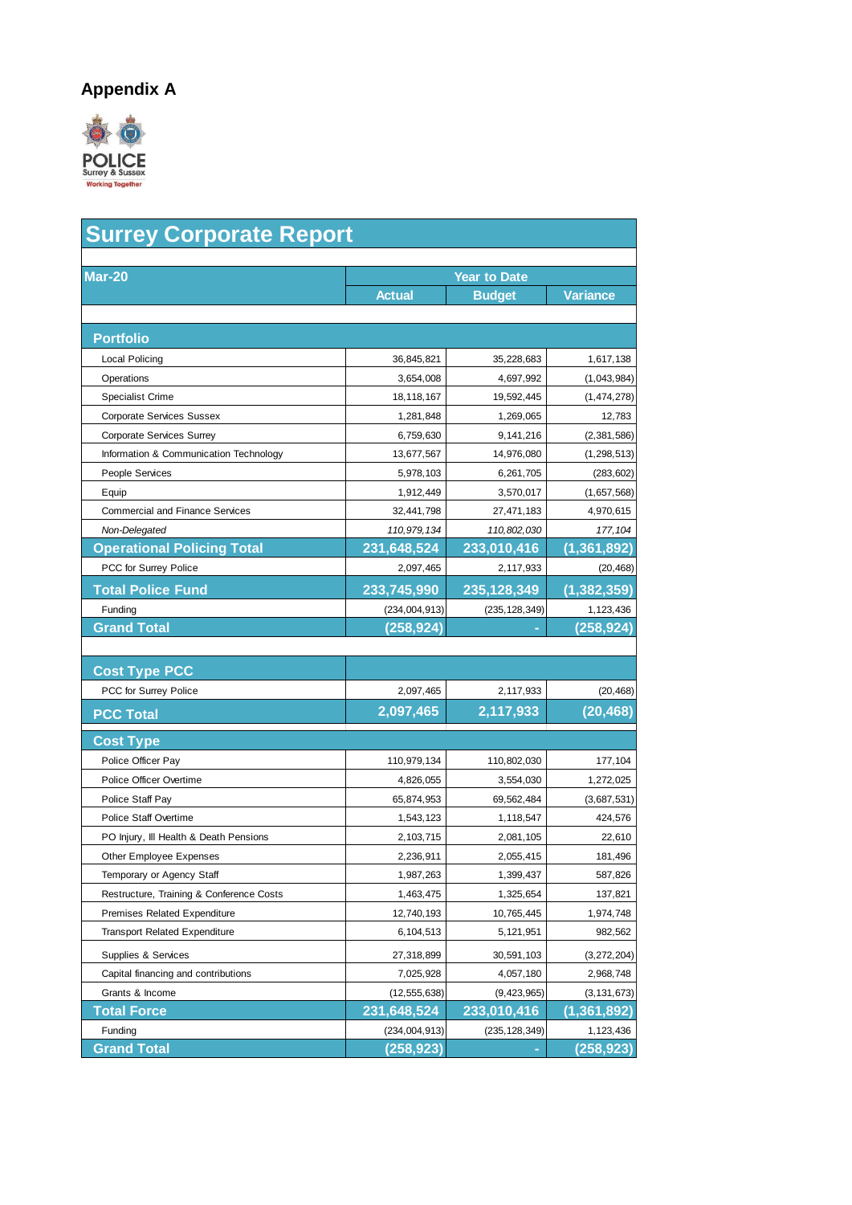## Appendix A

POLICE
Surrey & Sussex
Working Together

# Surrey Corporate Report

| Mar-20 | Year to Date | | |
|---|---|---|---|
| | **Actual** | **Budget** | **Variance** |
| **Portfolio** | | | |
| Local Policing | 36,845,821 | 35,228,683 | 1,617,138 |
| Operations | 3,654,008 | 4,697,992 | (1,043,984) |
| Specialist Crime | 18,118,167 | 19,592,445 | (1,474,278) |
| Corporate Services Sussex | 1,281,848 | 1,269,065 | 12,783 |
| Corporate Services Surrey | 6,759,630 | 9,141,216 | (2,381,586) |
| Information & Communication Technology | 13,677,567 | 14,976,080 | (1,298,513) |
| People Services | 5,978,103 | 6,261,705 | (283,602) |
| Equip | 1,912,449 | 3,570,017 | (1,657,568) |
| Commercial and Finance Services | 32,441,798 | 27,471,183 | 4,970,615 |
| *Non-Delegated* | *110,979,134* | *110,802,030* | *177,104* |
| **Operational Policing Total** | **231,648,524** | **233,010,416** | **(1,361,892)** |
| PCC for Surrey Police | 2,097,465 | 2,117,933 | (20,468) |
| **Total Police Fund** | **233,745,990** | **235,128,349** | **(1,382,359)** |
| Funding | (234,004,913) | (235,128,349) | 1,123,436 |
| **Grand Total** | **(258,924)** | **-** | **(258,924)** |
| | | | |
| **Cost Type PCC** | | | |
| PCC for Surrey Police | 2,097,465 | 2,117,933 | (20,468) |
| **PCC Total** | **2,097,465** | **2,117,933** | **(20,468)** |
| **Cost Type** | | | |
| Police Officer Pay | 110,979,134 | 110,802,030 | 177,104 |
| Police Officer Overtime | 4,826,055 | 3,554,030 | 1,272,025 |
| Police Staff Pay | 65,874,953 | 69,562,484 | (3,687,531) |
| Police Staff Overtime | 1,543,123 | 1,118,547 | 424,576 |
| PO Injury, Ill Health & Death Pensions | 2,103,715 | 2,081,105 | 22,610 |
| Other Employee Expenses | 2,236,911 | 2,055,415 | 181,496 |
| Temporary or Agency Staff | 1,987,263 | 1,399,437 | 587,826 |
| Restructure, Training & Conference Costs | 1,463,475 | 1,325,654 | 137,821 |
| Premises Related Expenditure | 12,740,193 | 10,765,445 | 1,974,748 |
| Transport Related Expenditure | 6,104,513 | 5,121,951 | 982,562 |
| Supplies & Services | 27,318,899 | 30,591,103 | (3,272,204) |
| Capital financing and contributions | 7,025,928 | 4,057,180 | 2,968,748 |
| Grants & Income | (12,555,638) | (9,423,965) | (3,131,673) |
| **Total Force** | **231,648,524** | **233,010,416** | **(1,361,892)** |
| Funding | (234,004,913) | (235,128,349) | 1,123,436 |
| **Grand Total** | **(258,923)** | **-** | **(258,923)** |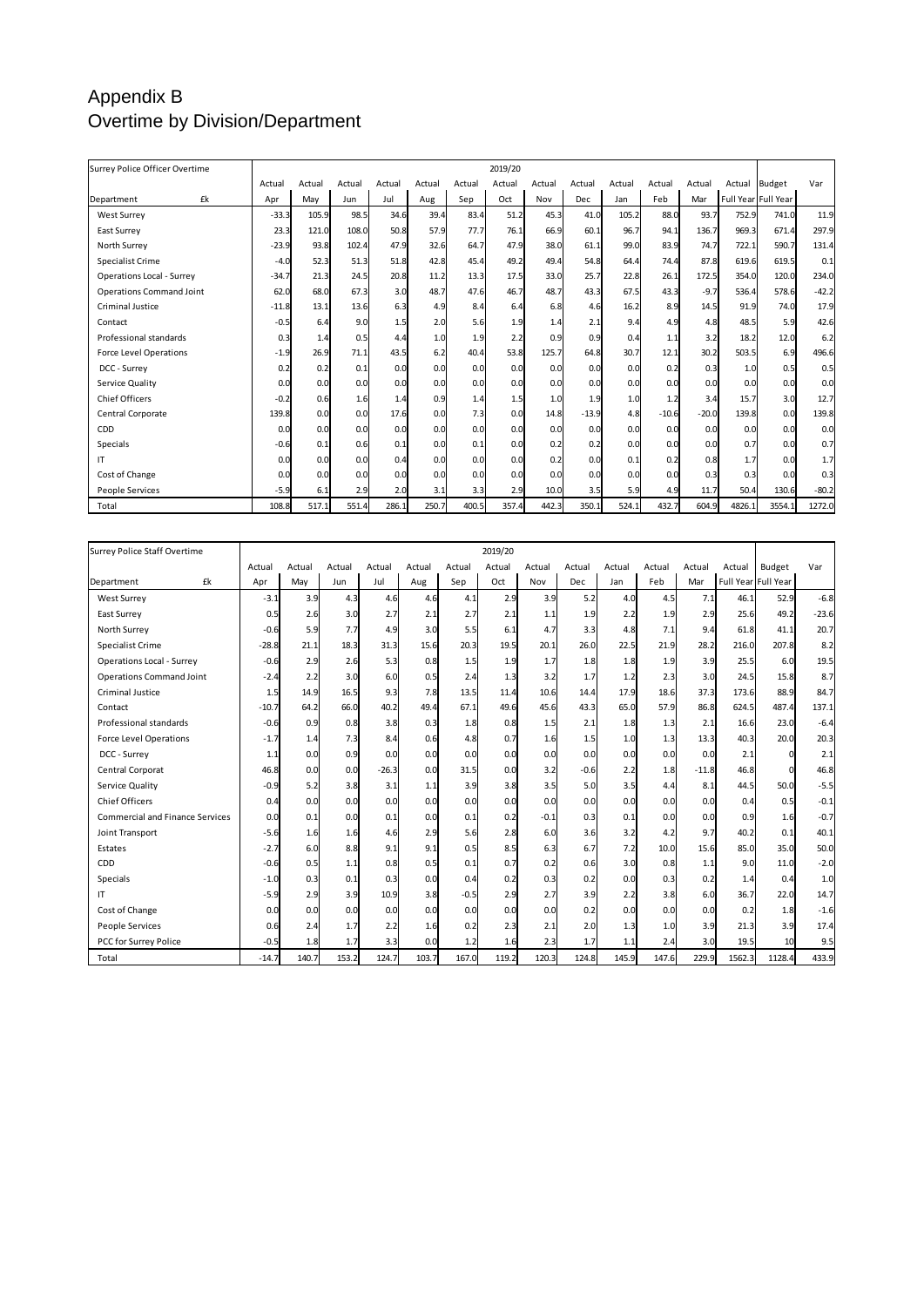# Appendix B
# Overtime by Division/Department

| Surrey Police Officer Overtime | | | | | | | | 2019/20 | | | | | | | | |
|---|---|---|---|---|---|---|---|---|---|---|---|---|---|---|---|---|
| | Actual | Actual | Actual | Actual | Actual | Actual | Actual | Actual | Actual | Actual | Actual | Actual | Actual | Budget | Var |
| Department £k | Apr | May | Jun | Jul | Aug | Sep | Oct | Nov | Dec | Jan | Feb | Mar | Full Year | Full Year | |
| West Surrey | -33.3 | 105.9 | 98.5 | 34.6 | 39.4 | 83.4 | 51.2 | 45.3 | 41.0 | 105.2 | 88.0 | 93.7 | 752.9 | 741.0 | 11.9 |
| East Surrey | 23.3 | 121.0 | 108.0 | 50.8 | 57.9 | 77.7 | 76.1 | 66.9 | 60.1 | 96.7 | 94.1 | 136.7 | 969.3 | 671.4 | 297.9 |
| North Surrey | -23.9 | 93.8 | 102.4 | 47.9 | 32.6 | 64.7 | 47.9 | 38.0 | 61.1 | 99.0 | 83.9 | 74.7 | 722.1 | 590.7 | 131.4 |
| Specialist Crime | -4.0 | 52.3 | 51.3 | 51.8 | 42.8 | 45.4 | 49.2 | 49.4 | 54.8 | 64.4 | 74.4 | 87.8 | 619.6 | 619.5 | 0.1 |
| Operations Local - Surrey | -34.7 | 21.3 | 24.5 | 20.8 | 11.2 | 13.3 | 17.5 | 33.0 | 25.7 | 22.8 | 26.1 | 172.5 | 354.0 | 120.0 | 234.0 |
| Operations Command Joint | 62.0 | 68.0 | 67.3 | 3.0 | 48.7 | 47.6 | 46.7 | 48.7 | 43.3 | 67.5 | 43.3 | -9.7 | 536.4 | 578.6 | -42.2 |
| Criminal Justice | -11.8 | 13.1 | 13.6 | 6.3 | 4.9 | 8.4 | 6.4 | 6.8 | 4.6 | 16.2 | 8.9 | 14.5 | 91.9 | 74.0 | 17.9 |
| Contact | -0.5 | 6.4 | 9.0 | 1.5 | 2.0 | 5.6 | 1.9 | 1.4 | 2.1 | 9.4 | 4.9 | 4.8 | 48.5 | 5.9 | 42.6 |
| Professional standards | 0.3 | 1.4 | 0.5 | 4.4 | 1.0 | 1.9 | 2.2 | 0.9 | 0.9 | 0.4 | 1.1 | 3.2 | 18.2 | 12.0 | 6.2 |
| Force Level Operations | -1.9 | 26.9 | 71.1 | 43.5 | 6.2 | 40.4 | 53.8 | 125.7 | 64.8 | 30.7 | 12.1 | 30.2 | 503.5 | 6.9 | 496.6 |
| DCC - Surrey | 0.2 | 0.2 | 0.1 | 0.0 | 0.0 | 0.0 | 0.0 | 0.0 | 0.0 | 0.0 | 0.2 | 0.3 | 1.0 | 0.5 | 0.5 |
| Service Quality | 0.0 | 0.0 | 0.0 | 0.0 | 0.0 | 0.0 | 0.0 | 0.0 | 0.0 | 0.0 | 0.0 | 0.0 | 0.0 | 0.0 | 0.0 |
| Chief Officers | -0.2 | 0.6 | 1.6 | 1.4 | 0.9 | 1.4 | 1.5 | 1.0 | 1.9 | 1.0 | 1.2 | 3.4 | 15.7 | 3.0 | 12.7 |
| Central Corporate | 139.8 | 0.0 | 0.0 | 17.6 | 0.0 | 7.3 | 0.0 | 14.8 | -13.9 | 4.8 | -10.6 | -20.0 | 139.8 | 0.0 | 139.8 |
| CDD | 0.0 | 0.0 | 0.0 | 0.0 | 0.0 | 0.0 | 0.0 | 0.0 | 0.0 | 0.0 | 0.0 | 0.0 | 0.0 | 0.0 | 0.0 |
| Specials | -0.6 | 0.1 | 0.6 | 0.1 | 0.0 | 0.1 | 0.0 | 0.2 | 0.2 | 0.0 | 0.0 | 0.0 | 0.7 | 0.0 | 0.7 |
| IT | 0.0 | 0.0 | 0.0 | 0.4 | 0.0 | 0.0 | 0.0 | 0.2 | 0.0 | 0.1 | 0.2 | 0.8 | 1.7 | 0.0 | 1.7 |
| Cost of Change | 0.0 | 0.0 | 0.0 | 0.0 | 0.0 | 0.0 | 0.0 | 0.0 | 0.0 | 0.0 | 0.0 | 0.3 | 0.3 | 0.0 | 0.3 |
| People Services | -5.9 | 6.1 | 2.9 | 2.0 | 3.1 | 3.3 | 2.9 | 10.0 | 3.5 | 5.9 | 4.9 | 11.7 | 50.4 | 130.6 | -80.2 |
| Total | 108.8 | 517.1 | 551.4 | 286.1 | 250.7 | 400.5 | 357.4 | 442.3 | 350.1 | 524.1 | 432.7 | 604.9 | 4826.1 | 3554.1 | 1272.0 |

| Surrey Police Staff Overtime | | | | | | | | 2019/20 | | | | | | | | |
|---|---|---|---|---|---|---|---|---|---|---|---|---|---|---|---|---|
| | Actual | Actual | Actual | Actual | Actual | Actual | Actual | Actual | Actual | Actual | Actual | Actual | Actual | Budget | Var |
| Department £k | Apr | May | Jun | Jul | Aug | Sep | Oct | Nov | Dec | Jan | Feb | Mar | Full Year | Full Year | |
| West Surrey | -3.1 | 3.9 | 4.3 | 4.6 | 4.6 | 4.1 | 2.9 | 3.9 | 5.2 | 4.0 | 4.5 | 7.1 | 46.1 | 52.9 | -6.8 |
| East Surrey | 0.5 | 2.6 | 3.0 | 2.7 | 2.1 | 2.7 | 2.1 | 1.1 | 1.9 | 2.2 | 1.9 | 2.9 | 25.6 | 49.2 | -23.6 |
| North Surrey | -0.6 | 5.9 | 7.7 | 4.9 | 3.0 | 5.5 | 6.1 | 4.7 | 3.3 | 4.8 | 7.1 | 9.4 | 61.8 | 41.1 | 20.7 |
| Specialist Crime | -28.8 | 21.1 | 18.3 | 31.3 | 15.6 | 20.3 | 19.5 | 20.1 | 26.0 | 22.5 | 21.9 | 28.2 | 216.0 | 207.8 | 8.2 |
| Operations Local - Surrey | -0.6 | 2.9 | 2.6 | 5.3 | 0.8 | 1.5 | 1.9 | 1.7 | 1.8 | 1.8 | 1.9 | 3.9 | 25.5 | 6.0 | 19.5 |
| Operations Command Joint | -2.4 | 2.2 | 3.0 | 6.0 | 0.5 | 2.4 | 1.3 | 3.2 | 1.7 | 1.2 | 2.3 | 3.0 | 24.5 | 15.8 | 8.7 |
| Criminal Justice | 1.5 | 14.9 | 16.5 | 9.3 | 7.8 | 13.5 | 11.4 | 10.6 | 14.4 | 17.9 | 18.6 | 37.3 | 173.6 | 88.9 | 84.7 |
| Contact | -10.7 | 64.2 | 66.0 | 40.2 | 49.4 | 67.1 | 49.6 | 45.6 | 43.3 | 65.0 | 57.9 | 86.8 | 624.5 | 487.4 | 137.1 |
| Professional standards | -0.6 | 0.9 | 0.8 | 3.8 | 0.3 | 1.8 | 0.8 | 1.5 | 2.1 | 1.8 | 1.3 | 2.1 | 16.6 | 23.0 | -6.4 |
| Force Level Operations | -1.7 | 1.4 | 7.3 | 8.4 | 0.6 | 4.8 | 0.7 | 1.6 | 1.5 | 1.0 | 1.3 | 13.3 | 40.3 | 20.0 | 20.3 |
| DCC - Surrey | 1.1 | 0.0 | 0.9 | 0.0 | 0.0 | 0.0 | 0.0 | 0.0 | 0.0 | 0.0 | 0.0 | 0.0 | 2.1 | 0 | 2.1 |
| Central Corporat | 46.8 | 0.0 | 0.0 | -26.3 | 0.0 | 31.5 | 0.0 | 3.2 | -0.6 | 2.2 | 1.8 | -11.8 | 46.8 | 0 | 46.8 |
| Service Quality | -0.9 | 5.2 | 3.8 | 3.1 | 1.1 | 3.9 | 3.8 | 3.5 | 5.0 | 3.5 | 4.4 | 8.1 | 44.5 | 50.0 | -5.5 |
| Chief Officers | 0.4 | 0.0 | 0.0 | 0.0 | 0.0 | 0.0 | 0.0 | 0.0 | 0.0 | 0.0 | 0.0 | 0.0 | 0.4 | 0.5 | -0.1 |
| Commercial and Finance Services | 0.0 | 0.1 | 0.0 | 0.1 | 0.0 | 0.1 | 0.2 | -0.1 | 0.3 | 0.1 | 0.0 | 0.0 | 0.9 | 1.6 | -0.7 |
| Joint Transport | -5.6 | 1.6 | 1.6 | 4.6 | 2.9 | 5.6 | 2.8 | 6.0 | 3.6 | 3.2 | 4.2 | 9.7 | 40.2 | 0.1 | 40.1 |
| Estates | -2.7 | 6.0 | 8.8 | 9.1 | 9.1 | 0.5 | 8.5 | 6.3 | 6.7 | 7.2 | 10.0 | 15.6 | 85.0 | 35.0 | 50.0 |
| CDD | -0.6 | 0.5 | 1.1 | 0.8 | 0.5 | 0.1 | 0.7 | 0.2 | 0.6 | 3.0 | 0.8 | 1.1 | 9.0 | 11.0 | -2.0 |
| Specials | -1.0 | 0.3 | 0.1 | 0.3 | 0.0 | 0.4 | 0.2 | 0.3 | 0.2 | 0.0 | 0.3 | 0.2 | 1.4 | 0.4 | 1.0 |
| IT | -5.9 | 2.9 | 3.9 | 10.9 | 3.8 | -0.5 | 2.9 | 2.7 | 3.9 | 2.2 | 3.8 | 6.0 | 36.7 | 22.0 | 14.7 |
| Cost of Change | 0.0 | 0.0 | 0.0 | 0.0 | 0.0 | 0.0 | 0.0 | 0.0 | 0.2 | 0.0 | 0.0 | 0.0 | 0.2 | 1.8 | -1.6 |
| People Services | 0.6 | 2.4 | 1.7 | 2.2 | 1.6 | 0.2 | 2.3 | 2.1 | 2.0 | 1.3 | 1.0 | 3.9 | 21.3 | 3.9 | 17.4 |
| PCC for Surrey Police | -0.5 | 1.8 | 1.7 | 3.3 | 0.0 | 1.2 | 1.6 | 2.3 | 1.7 | 1.1 | 2.4 | 3.0 | 19.5 | 10 | 9.5 |
| Total | -14.7 | 140.7 | 153.2 | 124.7 | 103.7 | 167.0 | 119.2 | 120.3 | 124.8 | 145.9 | 147.6 | 229.9 | 1562.3 | 1128.4 | 433.9 |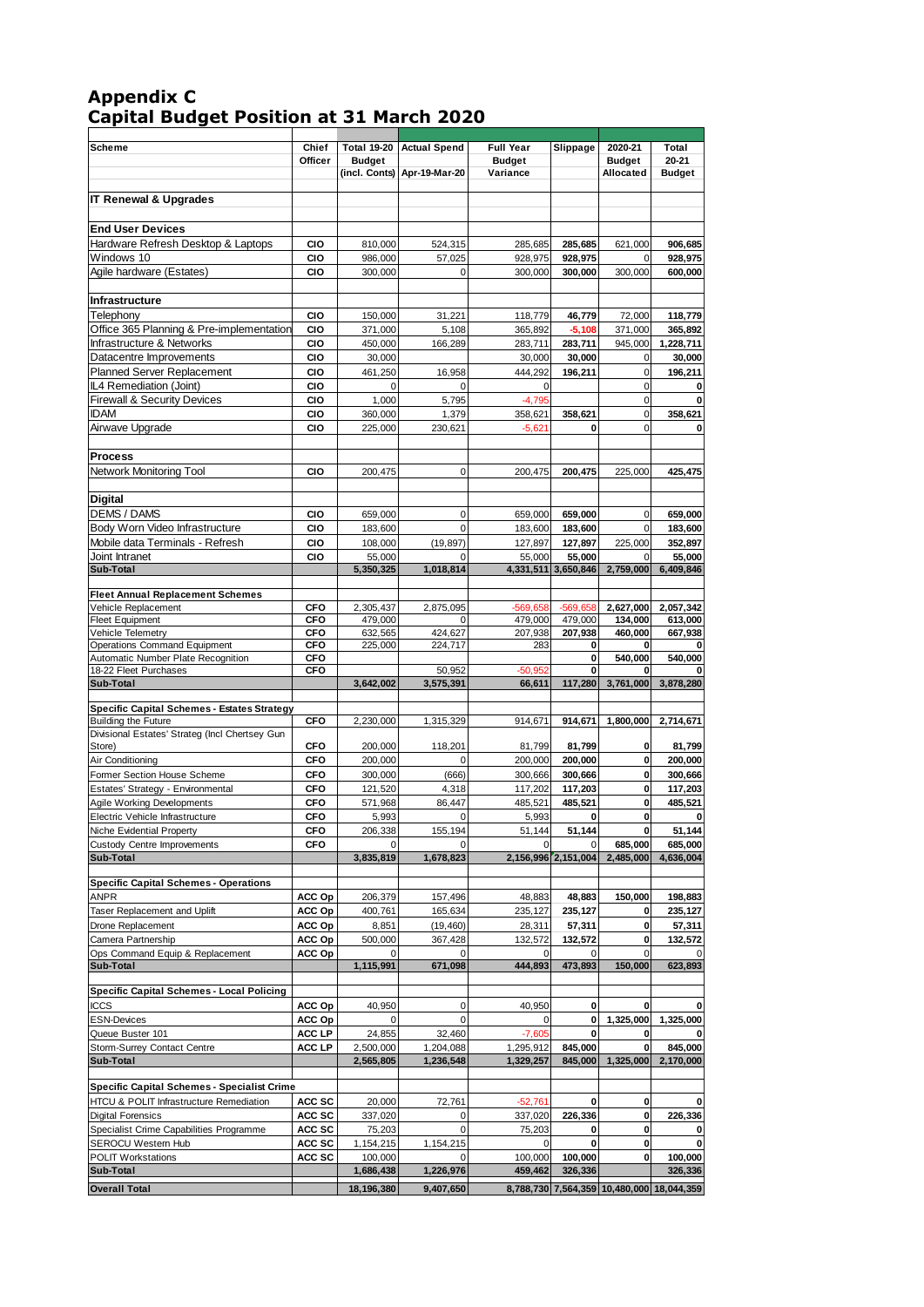# Appendix C
# Capital Budget Position at 31 March 2020

| Scheme | Chief Officer | Total 19-20 Budget (incl. Conts) | Actual Spend Apr-19-Mar-20 | Full Year Budget Variance | Slippage | 2020-21 Budget Allocated | Total 20-21 Budget |
|---|---|---|---|---|---|---|---|
| **IT Renewal & Upgrades** | | | | | | | |
| **End User Devices** | | | | | | | |
| Hardware Refresh Desktop & Laptops | CIO | 810,000 | 524,315 | 285,685 | 285,685 | 621,000 | 906,685 |
| Windows 10 | CIO | 986,000 | 57,025 | 928,975 | 928,975 | 0 | 928,975 |
| Agile hardware (Estates) | CIO | 300,000 | 0 | 300,000 | 300,000 | 300,000 | 600,000 |
| **Infrastructure** | | | | | | | |
| Telephony | CIO | 150,000 | 31,221 | 118,779 | 46,779 | 72,000 | 118,779 |
| Office 365 Planning & Pre-implementation | CIO | 371,000 | 5,108 | 365,892 | -5,108 | 371,000 | 365,892 |
| Infrastructure & Networks | CIO | 450,000 | 166,289 | 283,711 | 283,711 | 945,000 | 1,228,711 |
| Datacentre Improvements | CIO | 30,000 | | 30,000 | 30,000 | 0 | 30,000 |
| Planned Server Replacement | CIO | 461,250 | 16,958 | 444,292 | 196,211 | 0 | 196,211 |
| IL4 Remediation (Joint) | CIO | 0 | 0 | 0 | | 0 | 0 |
| Firewall & Security Devices | CIO | 1,000 | 5,795 | -4,795 | | 0 | 0 |
| IDAM | CIO | 360,000 | 1,379 | 358,621 | 358,621 | 0 | 358,621 |
| Airwave Upgrade | CIO | 225,000 | 230,621 | -5,621 | 0 | 0 | 0 |
| **Process** | | | | | | | |
| Network Monitoring Tool | CIO | 200,475 | 0 | 200,475 | 200,475 | 225,000 | 425,475 |
| **Digital** | | | | | | | |
| DEMS / DAMS | CIO | 659,000 | 0 | 659,000 | 659,000 | 0 | 659,000 |
| Body Worn Video Infrastructure | CIO | 183,600 | 0 | 183,600 | 183,600 | 0 | 183,600 |
| Mobile data Terminals - Refresh | CIO | 108,000 | (19,897) | 127,897 | 127,897 | 225,000 | 352,897 |
| Joint Intranet | CIO | 55,000 | 0 | 55,000 | 55,000 | 0 | 55,000 |
| **Sub-Total** | | **5,350,325** | **1,018,814** | **4,331,511** | **3,650,846** | **2,759,000** | **6,409,846** |
| **Fleet Annual Replacement Schemes** | | | | | | | |
| Vehicle Replacement | CFO | 2,305,437 | 2,875,095 | -569,658 | -569,658 | 2,627,000 | 2,057,342 |
| Fleet Equipment | CFO | 479,000 | 0 | 479,000 | 479,000 | 134,000 | 613,000 |
| Vehicle Telemetry | CFO | 632,565 | 424,627 | 207,938 | 207,938 | 460,000 | 667,938 |
| Operations Command Equipment | CFO | 225,000 | 224,717 | 283 | 0 | 0 | 0 |
| Automatic Number Plate Recognition | CFO | | | | 0 | 540,000 | 540,000 |
| 18-22 Fleet Purchases | CFO | | 50,952 | -50,952 | 0 | 0 | 0 |
| **Sub-Total** | | **3,642,002** | **3,575,391** | **66,611** | **117,280** | **3,761,000** | **3,878,280** |
| **Specific Capital Schemes - Estates Strategy** | | | | | | | |
| Building the Future | CFO | 2,230,000 | 1,315,329 | 914,671 | 914,671 | 1,800,000 | 2,714,671 |
| Divisional Estates' Strateg (Incl Chertsey Gun Store) | CFO | 200,000 | 118,201 | 81,799 | 81,799 | 0 | 81,799 |
| Air Conditioning | CFO | 200,000 | 0 | 200,000 | 200,000 | 0 | 200,000 |
| Former Section House Scheme | CFO | 300,000 | (666) | 300,666 | 300,666 | 0 | 300,666 |
| Estates' Strategy - Environmental | CFO | 121,520 | 4,318 | 117,202 | 117,203 | 0 | 117,203 |
| Agile Working Developments | CFO | 571,968 | 86,447 | 485,521 | 485,521 | 0 | 485,521 |
| Electric Vehicle Infrastructure | CFO | 5,993 | 0 | 5,993 | 0 | 0 | 0 |
| Niche Evidential Property | CFO | 206,338 | 155,194 | 51,144 | 51,144 | 0 | 51,144 |
| Custody Centre Improvements | CFO | 0 | 0 | 0 | 0 | 685,000 | 685,000 |
| **Sub-Total** | | **3,835,819** | **1,678,823** | **2,156,996** | **2,151,004** | **2,485,000** | **4,636,004** |
| **Specific Capital Schemes - Operations** | | | | | | | |
| ANPR | ACC Op | 206,379 | 157,496 | 48,883 | 48,883 | 150,000 | 198,883 |
| Taser Replacement and Uplift | ACC Op | 400,761 | 165,634 | 235,127 | 235,127 | 0 | 235,127 |
| Drone Replacement | ACC Op | 8,851 | (19,460) | 28,311 | 57,311 | 0 | 57,311 |
| Camera Partnership | ACC Op | 500,000 | 367,428 | 132,572 | 132,572 | 0 | 132,572 |
| Ops Command Equip & Replacement | ACC Op | 0 | 0 | 0 | 0 | 0 | 0 |
| **Sub-Total** | | **1,115,991** | **671,098** | **444,893** | **473,893** | **150,000** | **623,893** |
| **Specific Capital Schemes - Local Policing** | | | | | | | |
| ICCS | ACC Op | 40,950 | 0 | 40,950 | 0 | 0 | 0 |
| ESN-Devices | ACC Op | 0 | 0 | 0 | 0 | 1,325,000 | 1,325,000 |
| Queue Buster 101 | ACC LP | 24,855 | 32,460 | -7,605 | 0 | 0 | 0 |
| Storm-Surrey Contact Centre | ACC LP | 2,500,000 | 1,204,088 | 1,295,912 | 845,000 | 0 | 845,000 |
| **Sub-Total** | | **2,565,805** | **1,236,548** | **1,329,257** | **845,000** | **1,325,000** | **2,170,000** |
| **Specific Capital Schemes - Specialist Crime** | | | | | | | |
| HTCU & POLIT Infrastructure Remediation | ACC SC | 20,000 | 72,761 | -52,761 | 0 | 0 | 0 |
| Digital Forensics | ACC SC | 337,020 | 0 | 337,020 | 226,336 | 0 | 226,336 |
| Specialist Crime Capabilities Programme | ACC SC | 75,203 | 0 | 75,203 | 0 | 0 | 0 |
| SEROCU Western Hub | ACC SC | 1,154,215 | 1,154,215 | 0 | 0 | 0 | 0 |
| POLIT Workstations | ACC SC | 100,000 | 0 | 100,000 | 100,000 | 0 | 100,000 |
| **Sub-Total** | | **1,686,438** | **1,226,976** | **459,462** | **326,336** | | **326,336** |
| **Overall Total** | | **18,196,380** | **9,407,650** | **8,788,730** | **7,564,359** | **10,480,000** | **18,044,359** |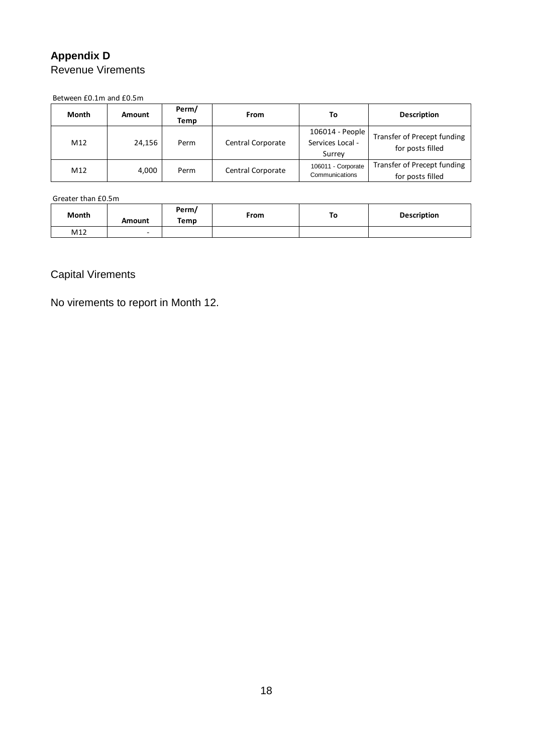# Appendix D

## Revenue Virements

Between £0.1m and £0.5m

| Month | Amount | Perm/ Temp | From | To | Description |
| --- | --- | --- | --- | --- | --- |
| M12 | 24,156 | Perm | Central Corporate | 106014 - People Services Local - Surrey | Transfer of Precept funding for posts filled |
| M12 | 4,000 | Perm | Central Corporate | 106011 - Corporate Communications | Transfer of Precept funding for posts filled |

Greater than £0.5m

| Month | Amount | Perm/ Temp | From | To | Description |
| --- | --- | --- | --- | --- | --- |
| M12 | - | | | | |

## Capital Virements

No virements to report in Month 12.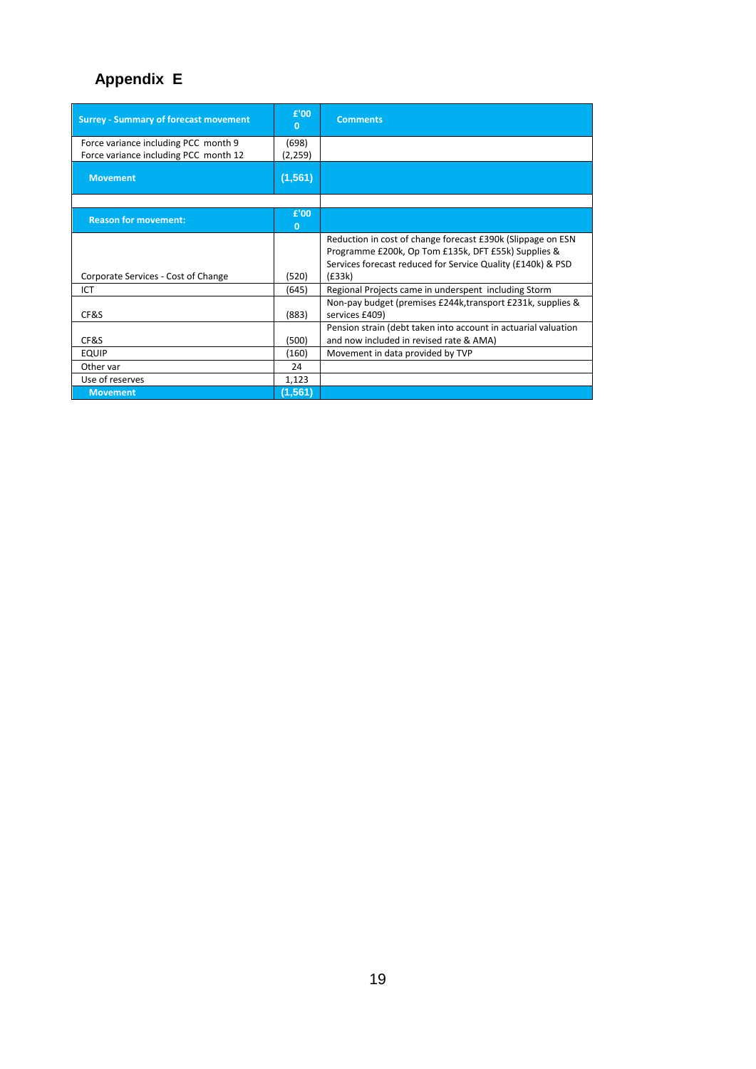# Appendix E

| Surrey - Summary of forecast movement | £'000 | Comments |
|---|---|---|
| Force variance including PCC month 9 | (698) | |
| Force variance including PCC month 12 | (2,259) | |
| **Movement** | **(1,561)** | |
| | | |
| **Reason for movement:** | **£'000** | |
| Corporate Services - Cost of Change | (520) | Reduction in cost of change forecast £390k (Slippage on ESN Programme £200k, Op Tom £135k, DFT £55k) Supplies & Services forecast reduced for Service Quality (£140k) & PSD (£33k) |
| ICT | (645) | Regional Projects came in underspent including Storm |
| CF&S | (883) | Non-pay budget (premises £244k,transport £231k, supplies & services £409) |
| CF&S | (500) | Pension strain (debt taken into account in actuarial valuation and now included in revised rate & AMA) |
| EQUIP | (160) | Movement in data provided by TVP |
| Other var | 24 | |
| Use of reserves | 1,123 | |
| **Movement** | **(1,561)** | |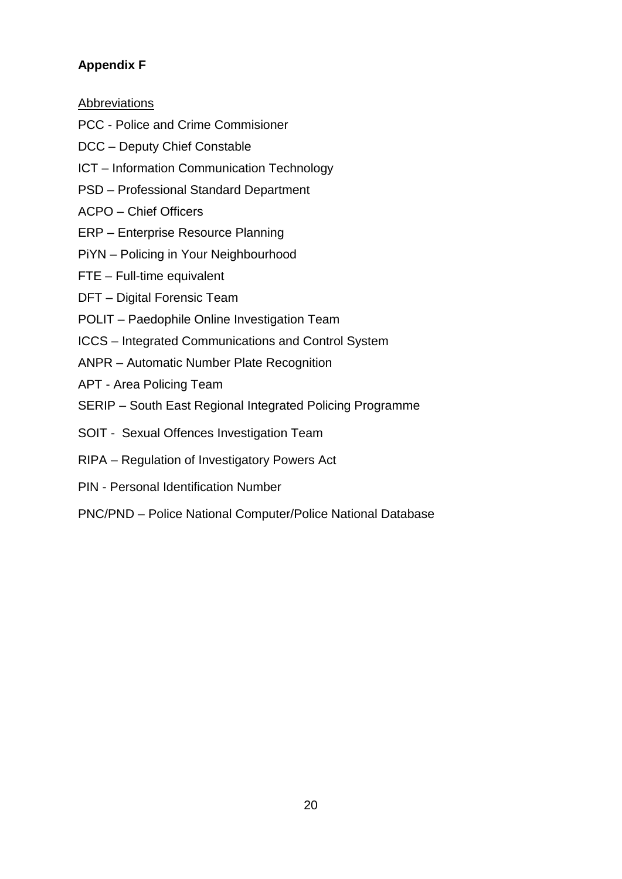**Appendix F**

Abbreviations

PCC - Police and Crime Commisioner

DCC – Deputy Chief Constable

ICT – Information Communication Technology

PSD – Professional Standard Department

ACPO – Chief Officers

ERP – Enterprise Resource Planning

PiYN – Policing in Your Neighbourhood

FTE – Full-time equivalent

DFT – Digital Forensic Team

POLIT – Paedophile Online Investigation Team

ICCS – Integrated Communications and Control System

ANPR – Automatic Number Plate Recognition

APT - Area Policing Team

SERIP – South East Regional Integrated Policing Programme

SOIT - Sexual Offences Investigation Team

RIPA – Regulation of Investigatory Powers Act

PIN - Personal Identification Number

PNC/PND – Police National Computer/Police National Database